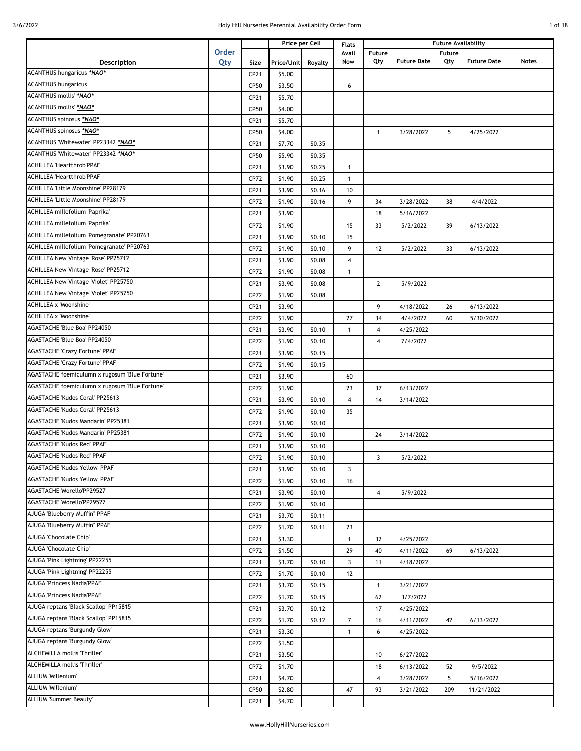| Description | Order Qty | Size | Price per Cell | | Flats Avail Now | Future Availability | | | | Notes |
|---|---|---|---|---|---|---|---|---|---|---|
| | | | Price/Unit | Royalty | | Future Qty | Future Date | Future Qty | Future Date | |
| ACANTHUS hungaricus ***NAO*** | | CP21 | $5.00 | | | | | | | |
| ACANTHUS hungaricus | | CP50 | $3.50 | | 6 | | | | | |
| ACANTHUS mollis' ***NAO*** | | CP21 | $5.70 | | | | | | | |
| ACANTHUS mollis' ***NAO*** | | CP50 | $4.00 | | | | | | | |
| ACANTHUS spinosus ***NAO*** | | CP21 | $5.70 | | | | | | | |
| ACANTHUS spinosus ***NAO*** | | CP50 | $4.00 | | | 1 | 3/28/2022 | 5 | 4/25/2022 | |
| ACANTHUS 'Whitewater' PP23342 ***NAO*** | | CP21 | $7.70 | $0.35 | | | | | | |
| ACANTHUS 'Whitewater' PP23342 ***NAO*** | | CP50 | $5.90 | $0.35 | | | | | | |
| ACHILLEA 'Heartthrob'PPAF | | CP21 | $3.90 | $0.25 | 1 | | | | | |
| ACHILLEA 'Heartthrob'PPAF | | CP72 | $1.90 | $0.25 | 1 | | | | | |
| ACHILLEA 'Little Moonshine' PP28179 | | CP21 | $3.90 | $0.16 | 10 | | | | | |
| ACHILLEA 'Little Moonshine' PP28179 | | CP72 | $1.90 | $0.16 | 9 | 34 | 3/28/2022 | 38 | 4/4/2022 | |
| ACHILLEA millefolium 'Paprika' | | CP21 | $3.90 | | | 18 | 5/16/2022 | | | |
| ACHILLEA millefolium 'Paprika' | | CP72 | $1.90 | | 15 | 33 | 5/2/2022 | 39 | 6/13/2022 | |
| ACHILLEA millefolium 'Pomegranate' PP20763 | | CP21 | $3.90 | $0.10 | 15 | | | | | |
| ACHILLEA millefolium 'Pomegranate' PP20763 | | CP72 | $1.90 | $0.10 | 9 | 12 | 5/2/2022 | 33 | 6/13/2022 | |
| ACHILLEA New Vintage 'Rose' PP25712 | | CP21 | $3.90 | $0.08 | 4 | | | | | |
| ACHILLEA New Vintage 'Rose' PP25712 | | CP72 | $1.90 | $0.08 | 1 | | | | | |
| ACHILLEA New Vintage 'Violet' PP25750 | | CP21 | $3.90 | $0.08 | | 2 | 5/9/2022 | | | |
| ACHILLEA New Vintage 'Violet' PP25750 | | CP72 | $1.90 | $0.08 | | | | | | |
| ACHILLEA x 'Moonshine' | | CP21 | $3.90 | | | 9 | 4/18/2022 | 26 | 6/13/2022 | |
| ACHILLEA x 'Moonshine' | | CP72 | $1.90 | | 27 | 34 | 4/4/2022 | 60 | 5/30/2022 | |
| AGASTACHE 'Blue Boa' PP24050 | | CP21 | $3.90 | $0.10 | 1 | 4 | 4/25/2022 | | | |
| AGASTACHE 'Blue Boa' PP24050 | | CP72 | $1.90 | $0.10 | | 4 | 7/4/2022 | | | |
| AGASTACHE 'Crazy Fortune' PPAF | | CP21 | $3.90 | $0.15 | | | | | | |
| AGASTACHE 'Crazy Fortune' PPAF | | CP72 | $1.90 | $0.15 | | | | | | |
| AGASTACHE foemiculumn x rugosum 'Blue Fortune' | | CP21 | $3.90 | | 60 | | | | | |
| AGASTACHE foemiculumn x rugosum 'Blue Fortune' | | CP72 | $1.90 | | 23 | 37 | 6/13/2022 | | | |
| AGASTACHE 'Kudos Coral' PP25613 | | CP21 | $3.90 | $0.10 | 4 | 14 | 3/14/2022 | | | |
| AGASTACHE 'Kudos Coral' PP25613 | | CP72 | $1.90 | $0.10 | 35 | | | | | |
| AGASTACHE 'Kudos Mandarin' PP25381 | | CP21 | $3.90 | $0.10 | | | | | | |
| AGASTACHE 'Kudos Mandarin' PP25381 | | CP72 | $1.90 | $0.10 | | 24 | 3/14/2022 | | | |
| AGASTACHE 'Kudos Red' PPAF | | CP21 | $3.90 | $0.10 | | | | | | |
| AGASTACHE 'Kudos Red' PPAF | | CP72 | $1.90 | $0.10 | | 3 | 5/2/2022 | | | |
| AGASTACHE 'Kudos Yellow' PPAF | | CP21 | $3.90 | $0.10 | 3 | | | | | |
| AGASTACHE 'Kudos Yellow' PPAF | | CP72 | $1.90 | $0.10 | 16 | | | | | |
| AGASTACHE 'Morello'PP29527 | | CP21 | $3.90 | $0.10 | | 4 | 5/9/2022 | | | |
| AGASTACHE 'Morello'PP29527 | | CP72 | $1.90 | $0.10 | | | | | | |
| AJUGA 'Blueberry Muffin" PPAF | | CP21 | $3.70 | $0.11 | | | | | | |
| AJUGA 'Blueberry Muffin" PPAF | | CP72 | $1.70 | $0.11 | 23 | | | | | |
| AJUGA 'Chocolate Chip' | | CP21 | $3.30 | | 1 | 32 | 4/25/2022 | | | |
| AJUGA 'Chocolate Chip' | | CP72 | $1.50 | | 29 | 40 | 4/11/2022 | 69 | 6/13/2022 | |
| AJUGA 'Pink Lightning' PP22255 | | CP21 | $3.70 | $0.10 | 3 | 11 | 4/18/2022 | | | |
| AJUGA 'Pink Lightning' PP22255 | | CP72 | $1.70 | $0.10 | 12 | | | | | |
| AJUGA 'Princess Nadia'PPAF | | CP21 | $3.70 | $0.15 | | 1 | 3/21/2022 | | | |
| AJUGA 'Princess Nadia'PPAF | | CP72 | $1.70 | $0.15 | | 62 | 3/7/2022 | | | |
| AJUGA reptans 'Black Scallop' PP15815 | | CP21 | $3.70 | $0.12 | | 17 | 4/25/2022 | | | |
| AJUGA reptans 'Black Scallop' PP15815 | | CP72 | $1.70 | $0.12 | 7 | 16 | 4/11/2022 | 42 | 6/13/2022 | |
| AJUGA reptans 'Burgundy Glow' | | CP21 | $3.30 | | 1 | 6 | 4/25/2022 | | | |
| AJUGA reptans 'Burgundy Glow' | | CP72 | $1.50 | | | | | | | |
| ALCHEMILLA mollis 'Thriller' | | CP21 | $3.50 | | | 10 | 6/27/2022 | | | |
| ALCHEMILLA mollis 'Thriller' | | CP72 | $1.70 | | | 18 | 6/13/2022 | 52 | 9/5/2022 | |
| ALLIUM 'Millenium' | | CP21 | $4.70 | | | 4 | 3/28/2022 | 5 | 5/16/2022 | |
| ALLIUM 'Millenium' | | CP50 | $2.80 | | 47 | 93 | 3/21/2022 | 209 | 11/21/2022 | |
| ALLIUM 'Summer Beauty' | | CP21 | $4.70 | | | | | | | |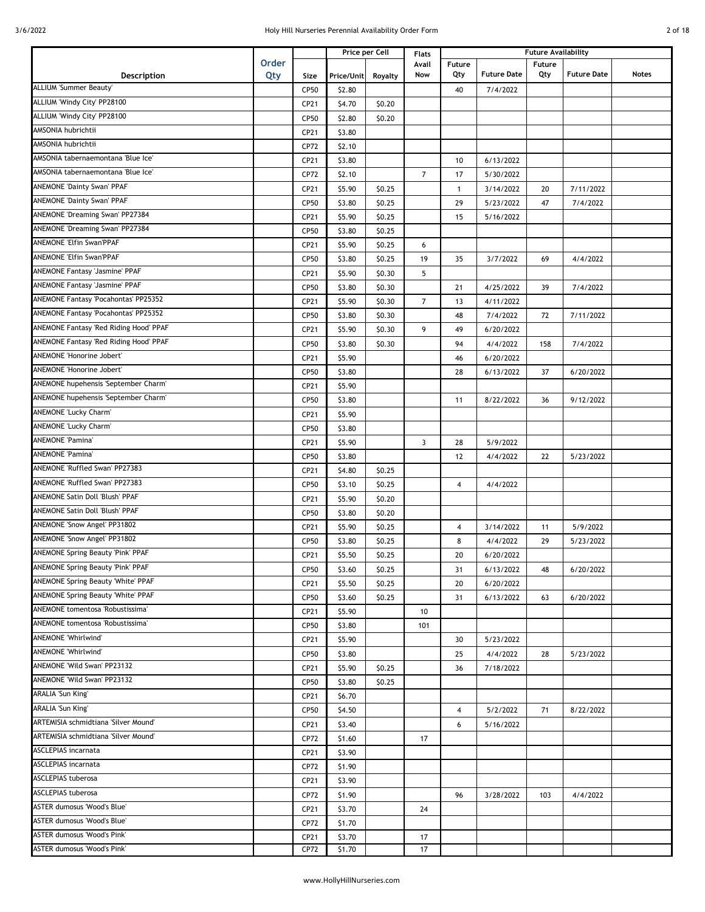| Description | Order Qty | Size | Price per Cell |  | Flats Avail Now | Future Availability |  |  |  |  |
|---|---|---|---|---|---|---|---|---|---|---|
|  |  |  | Price/Unit | Royalty |  | Future Qty | Future Date | Future Qty | Future Date | Notes |
| ALLIUM 'Summer Beauty' |  | CP50 | $2.80 |  |  | 40 | 7/4/2022 |  |  |  |
| ALLIUM 'Windy City' PP28100 |  | CP21 | $4.70 | $0.20 |  |  |  |  |  |  |
| ALLIUM 'Windy City' PP28100 |  | CP50 | $2.80 | $0.20 |  |  |  |  |  |  |
| AMSONIA hubrichtii |  | CP21 | $3.80 |  |  |  |  |  |  |  |
| AMSONIA hubrichtii |  | CP72 | $2.10 |  |  |  |  |  |  |  |
| AMSONIA tabernaemontana 'Blue Ice' |  | CP21 | $3.80 |  |  | 10 | 6/13/2022 |  |  |  |
| AMSONIA tabernaemontana 'Blue Ice' |  | CP72 | $2.10 |  | 7 | 17 | 5/30/2022 |  |  |  |
| ANEMONE 'Dainty Swan' PPAF |  | CP21 | $5.90 | $0.25 |  | 1 | 3/14/2022 | 20 | 7/11/2022 |  |
| ANEMONE 'Dainty Swan' PPAF |  | CP50 | $3.80 | $0.25 |  | 29 | 5/23/2022 | 47 | 7/4/2022 |  |
| ANEMONE 'Dreaming Swan' PP27384 |  | CP21 | $5.90 | $0.25 |  | 15 | 5/16/2022 |  |  |  |
| ANEMONE 'Dreaming Swan' PP27384 |  | CP50 | $3.80 | $0.25 |  |  |  |  |  |  |
| ANEMONE 'Elfin Swan'PPAF |  | CP21 | $5.90 | $0.25 | 6 |  |  |  |  |  |
| ANEMONE 'Elfin Swan'PPAF |  | CP50 | $3.80 | $0.25 | 19 | 35 | 3/7/2022 | 69 | 4/4/2022 |  |
| ANEMONE Fantasy 'Jasmine' PPAF |  | CP21 | $5.90 | $0.30 | 5 |  |  |  |  |  |
| ANEMONE Fantasy 'Jasmine' PPAF |  | CP50 | $3.80 | $0.30 |  | 21 | 4/25/2022 | 39 | 7/4/2022 |  |
| ANEMONE Fantasy 'Pocahontas' PP25352 |  | CP21 | $5.90 | $0.30 | 7 | 13 | 4/11/2022 |  |  |  |
| ANEMONE Fantasy 'Pocahontas' PP25352 |  | CP50 | $3.80 | $0.30 |  | 48 | 7/4/2022 | 72 | 7/11/2022 |  |
| ANEMONE Fantasy 'Red Riding Hood' PPAF |  | CP21 | $5.90 | $0.30 | 9 | 49 | 6/20/2022 |  |  |  |
| ANEMONE Fantasy 'Red Riding Hood' PPAF |  | CP50 | $3.80 | $0.30 |  | 94 | 4/4/2022 | 158 | 7/4/2022 |  |
| ANEMONE 'Honorine Jobert' |  | CP21 | $5.90 |  |  | 46 | 6/20/2022 |  |  |  |
| ANEMONE 'Honorine Jobert' |  | CP50 | $3.80 |  |  | 28 | 6/13/2022 | 37 | 6/20/2022 |  |
| ANEMONE hupehensis 'September Charm' |  | CP21 | $5.90 |  |  |  |  |  |  |  |
| ANEMONE hupehensis 'September Charm' |  | CP50 | $3.80 |  |  | 11 | 8/22/2022 | 36 | 9/12/2022 |  |
| ANEMONE 'Lucky Charm' |  | CP21 | $5.90 |  |  |  |  |  |  |  |
| ANEMONE 'Lucky Charm' |  | CP50 | $3.80 |  |  |  |  |  |  |  |
| ANEMONE 'Pamina' |  | CP21 | $5.90 |  | 3 | 28 | 5/9/2022 |  |  |  |
| ANEMONE 'Pamina' |  | CP50 | $3.80 |  |  | 12 | 4/4/2022 | 22 | 5/23/2022 |  |
| ANEMONE 'Ruffled Swan' PP27383 |  | CP21 | $4.80 | $0.25 |  |  |  |  |  |  |
| ANEMONE 'Ruffled Swan' PP27383 |  | CP50 | $3.10 | $0.25 |  | 4 | 4/4/2022 |  |  |  |
| ANEMONE Satin Doll 'Blush' PPAF |  | CP21 | $5.90 | $0.20 |  |  |  |  |  |  |
| ANEMONE Satin Doll 'Blush' PPAF |  | CP50 | $3.80 | $0.20 |  |  |  |  |  |  |
| ANEMONE 'Snow Angel' PP31802 |  | CP21 | $5.90 | $0.25 |  | 4 | 3/14/2022 | 11 | 5/9/2022 |  |
| ANEMONE 'Snow Angel' PP31802 |  | CP50 | $3.80 | $0.25 |  | 8 | 4/4/2022 | 29 | 5/23/2022 |  |
| ANEMONE Spring Beauty 'Pink' PPAF |  | CP21 | $5.50 | $0.25 |  | 20 | 6/20/2022 |  |  |  |
| ANEMONE Spring Beauty 'Pink' PPAF |  | CP50 | $3.60 | $0.25 |  | 31 | 6/13/2022 | 48 | 6/20/2022 |  |
| ANEMONE Spring Beauty 'White' PPAF |  | CP21 | $5.50 | $0.25 |  | 20 | 6/20/2022 |  |  |  |
| ANEMONE Spring Beauty 'White' PPAF |  | CP50 | $3.60 | $0.25 |  | 31 | 6/13/2022 | 63 | 6/20/2022 |  |
| ANEMONE tomentosa 'Robustissima' |  | CP21 | $5.90 |  | 10 |  |  |  |  |  |
| ANEMONE tomentosa 'Robustissima' |  | CP50 | $3.80 |  | 101 |  |  |  |  |  |
| ANEMONE 'Whirlwind' |  | CP21 | $5.90 |  |  | 30 | 5/23/2022 |  |  |  |
| ANEMONE 'Whirlwind' |  | CP50 | $3.80 |  |  | 25 | 4/4/2022 | 28 | 5/23/2022 |  |
| ANEMONE 'Wild Swan' PP23132 |  | CP21 | $5.90 | $0.25 |  | 36 | 7/18/2022 |  |  |  |
| ANEMONE 'Wild Swan' PP23132 |  | CP50 | $3.80 | $0.25 |  |  |  |  |  |  |
| ARALIA 'Sun King' |  | CP21 | $6.70 |  |  |  |  |  |  |  |
| ARALIA 'Sun King' |  | CP50 | $4.50 |  |  | 4 | 5/2/2022 | 71 | 8/22/2022 |  |
| ARTEMISIA schmidtiana 'Silver Mound' |  | CP21 | $3.40 |  |  | 6 | 5/16/2022 |  |  |  |
| ARTEMISIA schmidtiana 'Silver Mound' |  | CP72 | $1.60 |  | 17 |  |  |  |  |  |
| ASCLEPIAS incarnata |  | CP21 | $3.90 |  |  |  |  |  |  |  |
| ASCLEPIAS incarnata |  | CP72 | $1.90 |  |  |  |  |  |  |  |
| ASCLEPIAS tuberosa |  | CP21 | $3.90 |  |  |  |  |  |  |  |
| ASCLEPIAS tuberosa |  | CP72 | $1.90 |  |  | 96 | 3/28/2022 | 103 | 4/4/2022 |  |
| ASTER dumosus 'Wood's Blue' |  | CP21 | $3.70 |  | 24 |  |  |  |  |  |
| ASTER dumosus 'Wood's Blue' |  | CP72 | $1.70 |  |  |  |  |  |  |  |
| ASTER dumosus 'Wood's Pink' |  | CP21 | $3.70 |  | 17 |  |  |  |  |  |
| ASTER dumosus 'Wood's Pink' |  | CP72 | $1.70 |  | 17 |  |  |  |  |  |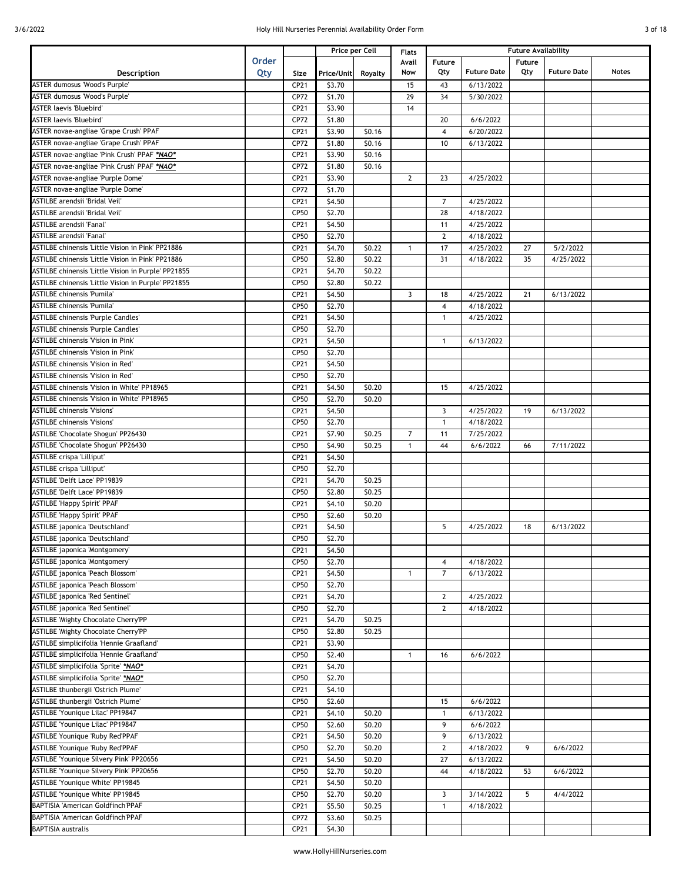| Description | Order Qty | Size | Price per Cell | | Flats Avail Now | Future Availability | | | | Notes |
|---|---|---|---|---|---|---|---|---|---|---|
| | | | Price/Unit | Royalty | | Future Qty | Future Date | Future Qty | Future Date | |
| ASTER dumosus 'Wood's Purple' | | CP21 | $3.70 | | 15 | 43 | 6/13/2022 | | | |
| ASTER dumosus 'Wood's Purple' | | CP72 | $1.70 | | 29 | 34 | 5/30/2022 | | | |
| ASTER laevis 'Bluebird' | | CP21 | $3.90 | | 14 | | | | | |
| ASTER laevis 'Bluebird' | | CP72 | $1.80 | | | 20 | 6/6/2022 | | | |
| ASTER novae-angliae 'Grape Crush' PPAF | | CP21 | $3.90 | $0.16 | | 4 | 6/20/2022 | | | |
| ASTER novae-angliae 'Grape Crush' PPAF | | CP72 | $1.80 | $0.16 | | 10 | 6/13/2022 | | | |
| ASTER novae-angliae 'Pink Crush' PPAF ***NAO*** | | CP21 | $3.90 | $0.16 | | | | | | |
| ASTER novae-angliae 'Pink Crush' PPAF ***NAO*** | | CP72 | $1.80 | $0.16 | | | | | | |
| ASTER novae-angliae 'Purple Dome' | | CP21 | $3.90 | | 2 | 23 | 4/25/2022 | | | |
| ASTER novae-angliae 'Purple Dome' | | CP72 | $1.70 | | | | | | | |
| ASTILBE arendsii 'Bridal Veil' | | CP21 | $4.50 | | | 7 | 4/25/2022 | | | |
| ASTILBE arendsii 'Bridal Veil' | | CP50 | $2.70 | | | 28 | 4/18/2022 | | | |
| ASTILBE arendsii 'Fanal' | | CP21 | $4.50 | | | 11 | 4/25/2022 | | | |
| ASTILBE arendsii 'Fanal' | | CP50 | $2.70 | | | 2 | 4/18/2022 | | | |
| ASTILBE chinensis 'Little Vision in Pink' PP21886 | | CP21 | $4.70 | $0.22 | 1 | 17 | 4/25/2022 | 27 | 5/2/2022 | |
| ASTILBE chinensis 'Little Vision in Pink' PP21886 | | CP50 | $2.80 | $0.22 | | 31 | 4/18/2022 | 35 | 4/25/2022 | |
| ASTILBE chinensis 'Little Vision in Purple' PP21855 | | CP21 | $4.70 | $0.22 | | | | | | |
| ASTILBE chinensis 'Little Vision in Purple' PP21855 | | CP50 | $2.80 | $0.22 | | | | | | |
| ASTILBE chinensis 'Pumila' | | CP21 | $4.50 | | 3 | 18 | 4/25/2022 | 21 | 6/13/2022 | |
| ASTILBE chinensis 'Pumila' | | CP50 | $2.70 | | | 4 | 4/18/2022 | | | |
| ASTILBE chinensis 'Purple Candles' | | CP21 | $4.50 | | | 1 | 4/25/2022 | | | |
| ASTILBE chinensis 'Purple Candles' | | CP50 | $2.70 | | | | | | | |
| ASTILBE chinensis 'Vision in Pink' | | CP21 | $4.50 | | | 1 | 6/13/2022 | | | |
| ASTILBE chinensis 'Vision in Pink' | | CP50 | $2.70 | | | | | | | |
| ASTILBE chinensis 'Vision in Red' | | CP21 | $4.50 | | | | | | | |
| ASTILBE chinensis 'Vision in Red' | | CP50 | $2.70 | | | | | | | |
| ASTILBE chinensis 'Vision in White' PP18965 | | CP21 | $4.50 | $0.20 | | 15 | 4/25/2022 | | | |
| ASTILBE chinensis 'Vision in White' PP18965 | | CP50 | $2.70 | $0.20 | | | | | | |
| ASTILBE chinensis 'Visions' | | CP21 | $4.50 | | | 3 | 4/25/2022 | 19 | 6/13/2022 | |
| ASTILBE chinensis 'Visions' | | CP50 | $2.70 | | | 1 | 4/18/2022 | | | |
| ASTILBE 'Chocolate Shogun' PP26430 | | CP21 | $7.90 | $0.25 | 7 | 11 | 7/25/2022 | | | |
| ASTILBE 'Chocolate Shogun' PP26430 | | CP50 | $4.90 | $0.25 | 1 | 44 | 6/6/2022 | 66 | 7/11/2022 | |
| ASTILBE crispa 'Lilliput' | | CP21 | $4.50 | | | | | | | |
| ASTILBE crispa 'Lilliput' | | CP50 | $2.70 | | | | | | | |
| ASTILBE 'Delft Lace' PP19839 | | CP21 | $4.70 | $0.25 | | | | | | |
| ASTILBE 'Delft Lace' PP19839 | | CP50 | $2.80 | $0.25 | | | | | | |
| ASTILBE 'Happy Spirit' PPAF | | CP21 | $4.10 | $0.20 | | | | | | |
| ASTILBE 'Happy Spirit' PPAF | | CP50 | $2.60 | $0.20 | | | | | | |
| ASTILBE japonica 'Deutschland' | | CP21 | $4.50 | | | 5 | 4/25/2022 | 18 | 6/13/2022 | |
| ASTILBE japonica 'Deutschland' | | CP50 | $2.70 | | | | | | | |
| ASTILBE japonica 'Montgomery' | | CP21 | $4.50 | | | | | | | |
| ASTILBE japonica 'Montgomery' | | CP50 | $2.70 | | | 4 | 4/18/2022 | | | |
| ASTILBE japonica 'Peach Blossom' | | CP21 | $4.50 | | 1 | 7 | 6/13/2022 | | | |
| ASTILBE japonica 'Peach Blossom' | | CP50 | $2.70 | | | | | | | |
| ASTILBE japonica 'Red Sentinel' | | CP21 | $4.70 | | | 2 | 4/25/2022 | | | |
| ASTILBE japonica 'Red Sentinel' | | CP50 | $2.70 | | | 2 | 4/18/2022 | | | |
| ASTILBE 'Mighty Chocolate Cherry'PP | | CP21 | $4.70 | $0.25 | | | | | | |
| ASTILBE 'Mighty Chocolate Cherry'PP | | CP50 | $2.80 | $0.25 | | | | | | |
| ASTILBE simplicifolia 'Hennie Graafland' | | CP21 | $3.90 | | | | | | | |
| ASTILBE simplicifolia 'Hennie Graafland' | | CP50 | $2.40 | | 1 | 16 | 6/6/2022 | | | |
| ASTILBE simplicifolia 'Sprite' ***NAO*** | | CP21 | $4.70 | | | | | | | |
| ASTILBE simplicifolia 'Sprite' ***NAO*** | | CP50 | $2.70 | | | | | | | |
| ASTILBE thunbergii 'Ostrich Plume' | | CP21 | $4.10 | | | | | | | |
| ASTILBE thunbergii 'Ostrich Plume' | | CP50 | $2.60 | | | 15 | 6/6/2022 | | | |
| ASTILBE 'Younique Lilac' PP19847 | | CP21 | $4.10 | $0.20 | | 1 | 6/13/2022 | | | |
| ASTILBE 'Younique Lilac' PP19847 | | CP50 | $2.60 | $0.20 | | 9 | 6/6/2022 | | | |
| ASTILBE Younique 'Ruby Red'PPAF | | CP21 | $4.50 | $0.20 | | 9 | 6/13/2022 | | | |
| ASTILBE Younique 'Ruby Red'PPAF | | CP50 | $2.70 | $0.20 | | 2 | 4/18/2022 | 9 | 6/6/2022 | |
| ASTILBE 'Younique Silvery Pink' PP20656 | | CP21 | $4.50 | $0.20 | | 27 | 6/13/2022 | | | |
| ASTILBE 'Younique Silvery Pink' PP20656 | | CP50 | $2.70 | $0.20 | | 44 | 4/18/2022 | 53 | 6/6/2022 | |
| ASTILBE 'Younique White' PP19845 | | CP21 | $4.50 | $0.20 | | | | | | |
| ASTILBE 'Younique White' PP19845 | | CP50 | $2.70 | $0.20 | | 3 | 3/14/2022 | 5 | 4/4/2022 | |
| BAPTISIA 'American Goldfinch'PPAF | | CP21 | $5.50 | $0.25 | | 1 | 4/18/2022 | | | |
| BAPTISIA 'American Goldfinch'PPAF | | CP72 | $3.60 | $0.25 | | | | | | |
| BAPTISIA australis | | CP21 | $4.30 | | | | | | | |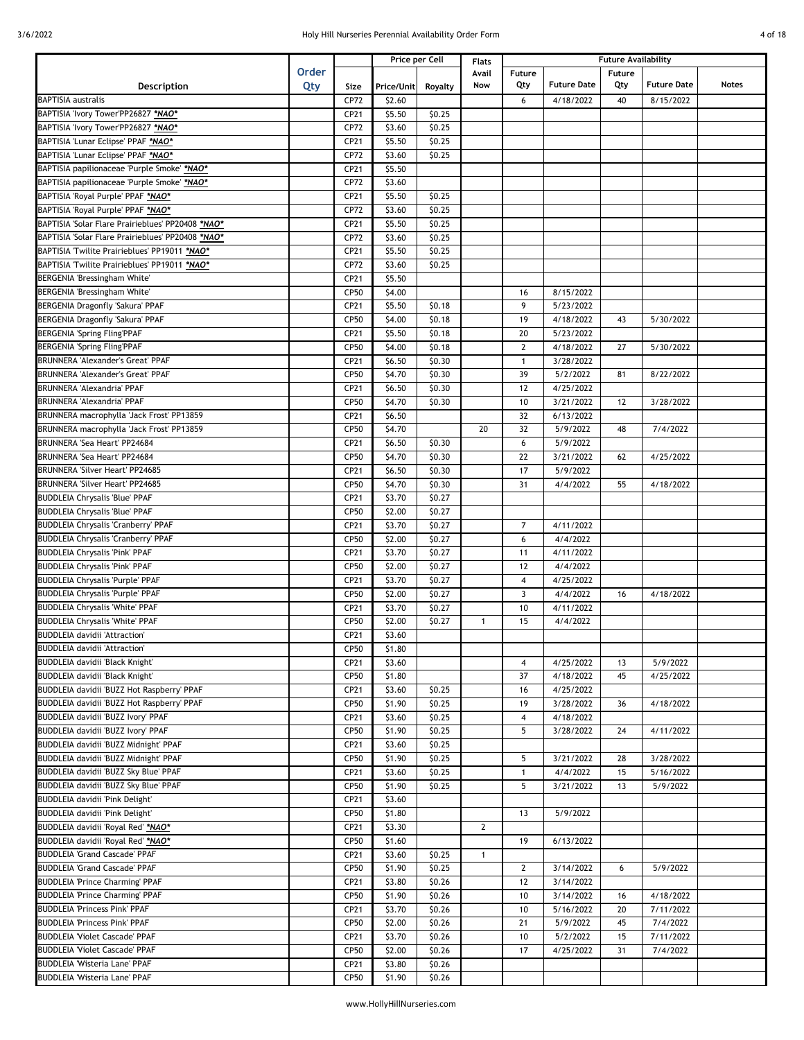| Description | Order Qty | Size | Price per Cell | | Flats Avail Now | Future Availability | | | | |
|---|---|---|---|---|---|---|---|---|---|---|
| | | | Price/Unit | Royalty | | Future Qty | Future Date | Future Qty | Future Date | Notes |
| BAPTISIA australis | | CP72 | $2.60 | | | 6 | 4/18/2022 | 40 | 8/15/2022 | |
| BAPTISIA 'Ivory Tower'PP26827 *NAO* | | CP21 | $5.50 | $0.25 | | | | | | |
| BAPTISIA 'Ivory Tower'PP26827 *NAO* | | CP72 | $3.60 | $0.25 | | | | | | |
| BAPTISIA 'Lunar Eclipse' PPAF *NAO* | | CP21 | $5.50 | $0.25 | | | | | | |
| BAPTISIA 'Lunar Eclipse' PPAF *NAO* | | CP72 | $3.60 | $0.25 | | | | | | |
| BAPTISIA papilionaceae 'Purple Smoke' *NAO* | | CP21 | $5.50 | | | | | | | |
| BAPTISIA papilionaceae 'Purple Smoke' *NAO* | | CP72 | $3.60 | | | | | | | |
| BAPTISIA 'Royal Purple' PPAF *NAO* | | CP21 | $5.50 | $0.25 | | | | | | |
| BAPTISIA 'Royal Purple' PPAF *NAO* | | CP72 | $3.60 | $0.25 | | | | | | |
| BAPTISIA 'Solar Flare Prairieblues' PP20408 *NAO* | | CP21 | $5.50 | $0.25 | | | | | | |
| BAPTISIA 'Solar Flare Prairieblues' PP20408 *NAO* | | CP72 | $3.60 | $0.25 | | | | | | |
| BAPTISIA 'Twilite Prairieblues' PP19011 *NAO* | | CP21 | $5.50 | $0.25 | | | | | | |
| BAPTISIA 'Twilite Prairieblues' PP19011 *NAO* | | CP72 | $3.60 | $0.25 | | | | | | |
| BERGENIA 'Bressingham White' | | CP21 | $5.50 | | | | | | | |
| BERGENIA 'Bressingham White' | | CP50 | $4.00 | | | 16 | 8/15/2022 | | | |
| BERGENIA Dragonfly 'Sakura' PPAF | | CP21 | $5.50 | $0.18 | | 9 | 5/23/2022 | | | |
| BERGENIA Dragonfly 'Sakura' PPAF | | CP50 | $4.00 | $0.18 | | 19 | 4/18/2022 | 43 | 5/30/2022 | |
| BERGENIA 'Spring Fling'PPAF | | CP21 | $5.50 | $0.18 | | 20 | 5/23/2022 | | | |
| BERGENIA 'Spring Fling'PPAF | | CP50 | $4.00 | $0.18 | | 2 | 4/18/2022 | 27 | 5/30/2022 | |
| BRUNNERA 'Alexander's Great' PPAF | | CP21 | $6.50 | $0.30 | | 1 | 3/28/2022 | | | |
| BRUNNERA 'Alexander's Great' PPAF | | CP50 | $4.70 | $0.30 | | 39 | 5/2/2022 | 81 | 8/22/2022 | |
| BRUNNERA 'Alexandria' PPAF | | CP21 | $6.50 | $0.30 | | 12 | 4/25/2022 | | | |
| BRUNNERA 'Alexandria' PPAF | | CP50 | $4.70 | $0.30 | | 10 | 3/21/2022 | 12 | 3/28/2022 | |
| BRUNNERA macrophylla 'Jack Frost' PP13859 | | CP21 | $6.50 | | | 32 | 6/13/2022 | | | |
| BRUNNERA macrophylla 'Jack Frost' PP13859 | | CP50 | $4.70 | | 20 | 32 | 5/9/2022 | 48 | 7/4/2022 | |
| BRUNNERA 'Sea Heart' PP24684 | | CP21 | $6.50 | $0.30 | | 6 | 5/9/2022 | | | |
| BRUNNERA 'Sea Heart' PP24684 | | CP50 | $4.70 | $0.30 | | 22 | 3/21/2022 | 62 | 4/25/2022 | |
| BRUNNERA 'Silver Heart' PP24685 | | CP21 | $6.50 | $0.30 | | 17 | 5/9/2022 | | | |
| BRUNNERA 'Silver Heart' PP24685 | | CP50 | $4.70 | $0.30 | | 31 | 4/4/2022 | 55 | 4/18/2022 | |
| BUDDLEIA Chrysalis 'Blue' PPAF | | CP21 | $3.70 | $0.27 | | | | | | |
| BUDDLEIA Chrysalis 'Blue' PPAF | | CP50 | $2.00 | $0.27 | | | | | | |
| BUDDLEIA Chrysalis 'Cranberry' PPAF | | CP21 | $3.70 | $0.27 | | 7 | 4/11/2022 | | | |
| BUDDLEIA Chrysalis 'Cranberry' PPAF | | CP50 | $2.00 | $0.27 | | 6 | 4/4/2022 | | | |
| BUDDLEIA Chrysalis 'Pink' PPAF | | CP21 | $3.70 | $0.27 | | 11 | 4/11/2022 | | | |
| BUDDLEIA Chrysalis 'Pink' PPAF | | CP50 | $2.00 | $0.27 | | 12 | 4/4/2022 | | | |
| BUDDLEIA Chrysalis 'Purple' PPAF | | CP21 | $3.70 | $0.27 | | 4 | 4/25/2022 | | | |
| BUDDLEIA Chrysalis 'Purple' PPAF | | CP50 | $2.00 | $0.27 | | 3 | 4/4/2022 | 16 | 4/18/2022 | |
| BUDDLEIA Chrysalis 'White' PPAF | | CP21 | $3.70 | $0.27 | | 10 | 4/11/2022 | | | |
| BUDDLEIA Chrysalis 'White' PPAF | | CP50 | $2.00 | $0.27 | 1 | 15 | 4/4/2022 | | | |
| BUDDLEIA davidii 'Attraction' | | CP21 | $3.60 | | | | | | | |
| BUDDLEIA davidii 'Attraction' | | CP50 | $1.80 | | | | | | | |
| BUDDLEIA davidii 'Black Knight' | | CP21 | $3.60 | | | 4 | 4/25/2022 | 13 | 5/9/2022 | |
| BUDDLEIA davidii 'Black Knight' | | CP50 | $1.80 | | | 37 | 4/18/2022 | 45 | 4/25/2022 | |
| BUDDLEIA davidii 'BUZZ Hot Raspberry' PPAF | | CP21 | $3.60 | $0.25 | | 16 | 4/25/2022 | | | |
| BUDDLEIA davidii 'BUZZ Hot Raspberry' PPAF | | CP50 | $1.90 | $0.25 | | 19 | 3/28/2022 | 36 | 4/18/2022 | |
| BUDDLEIA davidii 'BUZZ Ivory' PPAF | | CP21 | $3.60 | $0.25 | | 4 | 4/18/2022 | | | |
| BUDDLEIA davidii 'BUZZ Ivory' PPAF | | CP50 | $1.90 | $0.25 | | 5 | 3/28/2022 | 24 | 4/11/2022 | |
| BUDDLEIA davidii 'BUZZ Midnight' PPAF | | CP21 | $3.60 | $0.25 | | | | | | |
| BUDDLEIA davidii 'BUZZ Midnight' PPAF | | CP50 | $1.90 | $0.25 | | 5 | 3/21/2022 | 28 | 3/28/2022 | |
| BUDDLEIA davidii 'BUZZ Sky Blue' PPAF | | CP21 | $3.60 | $0.25 | | 1 | 4/4/2022 | 15 | 5/16/2022 | |
| BUDDLEIA davidii 'BUZZ Sky Blue' PPAF | | CP50 | $1.90 | $0.25 | | 5 | 3/21/2022 | 13 | 5/9/2022 | |
| BUDDLEIA davidii 'Pink Delight' | | CP21 | $3.60 | | | | | | | |
| BUDDLEIA davidii 'Pink Delight' | | CP50 | $1.80 | | | 13 | 5/9/2022 | | | |
| BUDDLEIA davidii 'Royal Red' *NAO* | | CP21 | $3.30 | | 2 | | | | | |
| BUDDLEIA davidii 'Royal Red' *NAO* | | CP50 | $1.60 | | | 19 | 6/13/2022 | | | |
| BUDDLEIA 'Grand Cascade' PPAF | | CP21 | $3.60 | $0.25 | 1 | | | | | |
| BUDDLEIA 'Grand Cascade' PPAF | | CP50 | $1.90 | $0.25 | | 2 | 3/14/2022 | 6 | 5/9/2022 | |
| BUDDLEIA 'Prince Charming' PPAF | | CP21 | $3.80 | $0.26 | | 12 | 3/14/2022 | | | |
| BUDDLEIA 'Prince Charming' PPAF | | CP50 | $1.90 | $0.26 | | 10 | 3/14/2022 | 16 | 4/18/2022 | |
| BUDDLEIA 'Princess Pink' PPAF | | CP21 | $3.70 | $0.26 | | 10 | 5/16/2022 | 20 | 7/11/2022 | |
| BUDDLEIA 'Princess Pink' PPAF | | CP50 | $2.00 | $0.26 | | 21 | 5/9/2022 | 45 | 7/4/2022 | |
| BUDDLEIA 'Violet Cascade' PPAF | | CP21 | $3.70 | $0.26 | | 10 | 5/2/2022 | 15 | 7/11/2022 | |
| BUDDLEIA 'Violet Cascade' PPAF | | CP50 | $2.00 | $0.26 | | 17 | 4/25/2022 | 31 | 7/4/2022 | |
| BUDDLEIA 'Wisteria Lane' PPAF | | CP21 | $3.80 | $0.26 | | | | | | |
| BUDDLEIA 'Wisteria Lane' PPAF | | CP50 | $1.90 | $0.26 | | | | | | |

www.HollyHillNurseries.com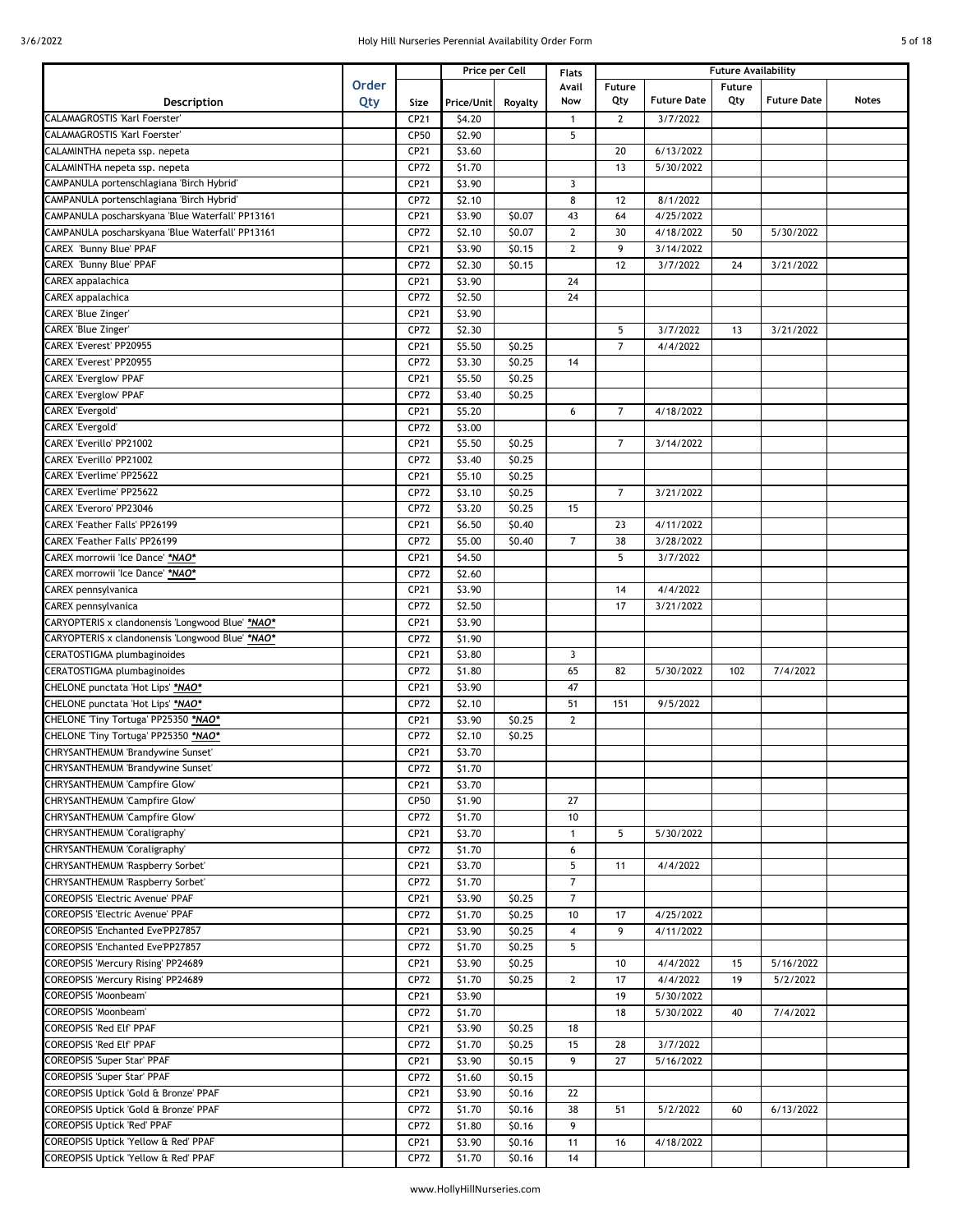| Description | Order Qty | Size | Price per Cell | | Flats Avail Now | Future Availability | | | | Notes |
|---|---|---|---|---|---|---|---|---|---|---|
| | | | Price/Unit | Royalty | | Future Qty | Future Date | Future Qty | Future Date | |
| CALAMAGROSTIS 'Karl Foerster' | | CP21 | $4.20 | | 1 | 2 | 3/7/2022 | | | |
| CALAMAGROSTIS 'Karl Foerster' | | CP50 | $2.90 | | 5 | | | | | |
| CALAMINTHA nepeta ssp. nepeta | | CP21 | $3.60 | | | 20 | 6/13/2022 | | | |
| CALAMINTHA nepeta ssp. nepeta | | CP72 | $1.70 | | | 13 | 5/30/2022 | | | |
| CAMPANULA portenschlagiana 'Birch Hybrid' | | CP21 | $3.90 | | 3 | | | | | |
| CAMPANULA portenschlagiana 'Birch Hybrid' | | CP72 | $2.10 | | 8 | 12 | 8/1/2022 | | | |
| CAMPANULA poscharskyana 'Blue Waterfall' PP13161 | | CP21 | $3.90 | $0.07 | 43 | 64 | 4/25/2022 | | | |
| CAMPANULA poscharskyana 'Blue Waterfall' PP13161 | | CP72 | $2.10 | $0.07 | 2 | 30 | 4/18/2022 | 50 | 5/30/2022 | |
| CAREX 'Bunny Blue' PPAF | | CP21 | $3.90 | $0.15 | 2 | 9 | 3/14/2022 | | | |
| CAREX 'Bunny Blue' PPAF | | CP72 | $2.30 | $0.15 | | 12 | 3/7/2022 | 24 | 3/21/2022 | |
| CAREX appalachica | | CP21 | $3.90 | | 24 | | | | | |
| CAREX appalachica | | CP72 | $2.50 | | 24 | | | | | |
| CAREX 'Blue Zinger' | | CP21 | $3.90 | | | | | | | |
| CAREX 'Blue Zinger' | | CP72 | $2.30 | | | 5 | 3/7/2022 | 13 | 3/21/2022 | |
| CAREX 'Everest' PP20955 | | CP21 | $5.50 | $0.25 | | 7 | 4/4/2022 | | | |
| CAREX 'Everest' PP20955 | | CP72 | $3.30 | $0.25 | 14 | | | | | |
| CAREX 'Everglow' PPAF | | CP21 | $5.50 | $0.25 | | | | | | |
| CAREX 'Everglow' PPAF | | CP72 | $3.40 | $0.25 | | | | | | |
| CAREX 'Evergold' | | CP21 | $5.20 | | 6 | 7 | 4/18/2022 | | | |
| CAREX 'Evergold' | | CP72 | $3.00 | | | | | | | |
| CAREX 'Everillo' PP21002 | | CP21 | $5.50 | $0.25 | | 7 | 3/14/2022 | | | |
| CAREX 'Everillo' PP21002 | | CP72 | $3.40 | $0.25 | | | | | | |
| CAREX 'Everlime' PP25622 | | CP21 | $5.10 | $0.25 | | | | | | |
| CAREX 'Everlime' PP25622 | | CP72 | $3.10 | $0.25 | | 7 | 3/21/2022 | | | |
| CAREX 'Everoro' PP23046 | | CP72 | $3.20 | $0.25 | 15 | | | | | |
| CAREX 'Feather Falls' PP26199 | | CP21 | $6.50 | $0.40 | | 23 | 4/11/2022 | | | |
| CAREX 'Feather Falls' PP26199 | | CP72 | $5.00 | $0.40 | 7 | 38 | 3/28/2022 | | | |
| CAREX morrowii 'Ice Dance' ***NAO*** | | CP21 | $4.50 | | | 5 | 3/7/2022 | | | |
| CAREX morrowii 'Ice Dance' ***NAO*** | | CP72 | $2.60 | | | | | | | |
| CAREX pennsylvanica | | CP21 | $3.90 | | | 14 | 4/4/2022 | | | |
| CAREX pennsylvanica | | CP72 | $2.50 | | | 17 | 3/21/2022 | | | |
| CARYOPTERIS x clandonensis 'Longwood Blue' ***NAO*** | | CP21 | $3.90 | | | | | | | |
| CARYOPTERIS x clandonensis 'Longwood Blue' ***NAO*** | | CP72 | $1.90 | | | | | | | |
| CERATOSTIGMA plumbaginoides | | CP21 | $3.80 | | 3 | | | | | |
| CERATOSTIGMA plumbaginoides | | CP72 | $1.80 | | 65 | 82 | 5/30/2022 | 102 | 7/4/2022 | |
| CHELONE punctata 'Hot Lips' ***NAO*** | | CP21 | $3.90 | | 47 | | | | | |
| CHELONE punctata 'Hot Lips' ***NAO*** | | CP72 | $2.10 | | 51 | 151 | 9/5/2022 | | | |
| CHELONE 'Tiny Tortuga' PP25350 ***NAO*** | | CP21 | $3.90 | $0.25 | 2 | | | | | |
| CHELONE 'Tiny Tortuga' PP25350 ***NAO*** | | CP72 | $2.10 | $0.25 | | | | | | |
| CHRYSANTHEMUM 'Brandywine Sunset' | | CP21 | $3.70 | | | | | | | |
| CHRYSANTHEMUM 'Brandywine Sunset' | | CP72 | $1.70 | | | | | | | |
| CHRYSANTHEMUM 'Campfire Glow' | | CP21 | $3.70 | | | | | | | |
| CHRYSANTHEMUM 'Campfire Glow' | | CP50 | $1.90 | | 27 | | | | | |
| CHRYSANTHEMUM 'Campfire Glow' | | CP72 | $1.70 | | 10 | | | | | |
| CHRYSANTHEMUM 'Coraligraphy' | | CP21 | $3.70 | | 1 | 5 | 5/30/2022 | | | |
| CHRYSANTHEMUM 'Coraligraphy' | | CP72 | $1.70 | | 6 | | | | | |
| CHRYSANTHEMUM 'Raspberry Sorbet' | | CP21 | $3.70 | | 5 | 11 | 4/4/2022 | | | |
| CHRYSANTHEMUM 'Raspberry Sorbet' | | CP72 | $1.70 | | 7 | | | | | |
| COREOPSIS 'Electric Avenue' PPAF | | CP21 | $3.90 | $0.25 | 7 | | | | | |
| COREOPSIS 'Electric Avenue' PPAF | | CP72 | $1.70 | $0.25 | 10 | 17 | 4/25/2022 | | | |
| COREOPSIS 'Enchanted Eve'PP27857 | | CP21 | $3.90 | $0.25 | 4 | 9 | 4/11/2022 | | | |
| COREOPSIS 'Enchanted Eve'PP27857 | | CP72 | $1.70 | $0.25 | 5 | | | | | |
| COREOPSIS 'Mercury Rising' PP24689 | | CP21 | $3.90 | $0.25 | | 10 | 4/4/2022 | 15 | 5/16/2022 | |
| COREOPSIS 'Mercury Rising' PP24689 | | CP72 | $1.70 | $0.25 | 2 | 17 | 4/4/2022 | 19 | 5/2/2022 | |
| COREOPSIS 'Moonbeam' | | CP21 | $3.90 | | | 19 | 5/30/2022 | | | |
| COREOPSIS 'Moonbeam' | | CP72 | $1.70 | | | 18 | 5/30/2022 | 40 | 7/4/2022 | |
| COREOPSIS 'Red Elf' PPAF | | CP21 | $3.90 | $0.25 | 18 | | | | | |
| COREOPSIS 'Red Elf' PPAF | | CP72 | $1.70 | $0.25 | 15 | 28 | 3/7/2022 | | | |
| COREOPSIS 'Super Star' PPAF | | CP21 | $3.90 | $0.15 | 9 | 27 | 5/16/2022 | | | |
| COREOPSIS 'Super Star' PPAF | | CP72 | $1.60 | $0.15 | | | | | | |
| COREOPSIS Uptick 'Gold & Bronze' PPAF | | CP21 | $3.90 | $0.16 | 22 | | | | | |
| COREOPSIS Uptick 'Gold & Bronze' PPAF | | CP72 | $1.70 | $0.16 | 38 | 51 | 5/2/2022 | 60 | 6/13/2022 | |
| COREOPSIS Uptick 'Red' PPAF | | CP72 | $1.80 | $0.16 | 9 | | | | | |
| COREOPSIS Uptick 'Yellow & Red' PPAF | | CP21 | $3.90 | $0.16 | 11 | 16 | 4/18/2022 | | | |
| COREOPSIS Uptick 'Yellow & Red' PPAF | | CP72 | $1.70 | $0.16 | 14 | | | | | |

www.HollyHillNurseries.com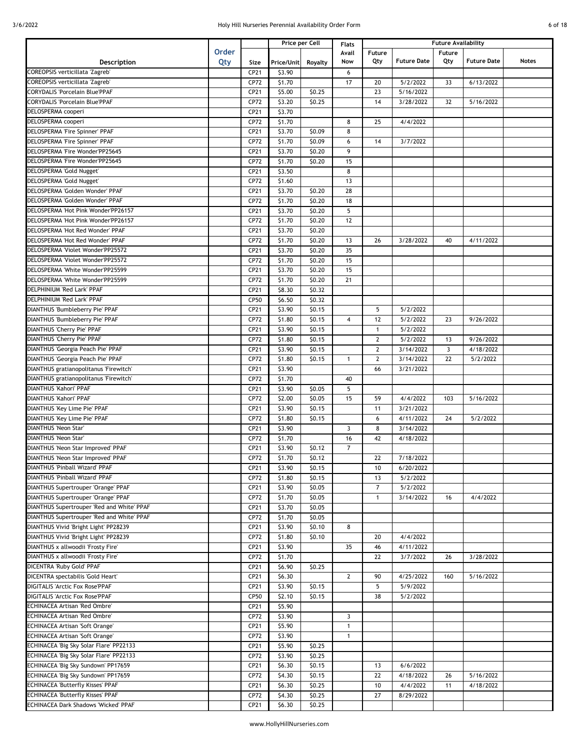| Description | Order Qty | Size | Price per Cell | | Flats | Future Availability | | | | |
|---|---|---|---|---|---|---|---|---|---|---|
| | | | Price/Unit | Royalty | Avail Now | Future Qty | Future Date | Future Qty | Future Date | Notes |
| COREOPSIS verticillata 'Zagreb' | | CP21 | $3.90 | | 6 | | | | | |
| COREOPSIS verticillata 'Zagreb' | | CP72 | $1.70 | | 17 | 20 | 5/2/2022 | 33 | 6/13/2022 | |
| CORYDALIS 'Porcelain Blue'PPAF | | CP21 | $5.00 | $0.25 | | 23 | 5/16/2022 | | | |
| CORYDALIS 'Porcelain Blue'PPAF | | CP72 | $3.20 | $0.25 | | 14 | 3/28/2022 | 32 | 5/16/2022 | |
| DELOSPERMA cooperi | | CP21 | $3.70 | | | | | | | |
| DELOSPERMA cooperi | | CP72 | $1.70 | | 8 | 25 | 4/4/2022 | | | |
| DELOSPERMA 'Fire Spinner' PPAF | | CP21 | $3.70 | $0.09 | 8 | | | | | |
| DELOSPERMA 'Fire Spinner' PPAF | | CP72 | $1.70 | $0.09 | 6 | 14 | 3/7/2022 | | | |
| DELOSPERMA 'Fire Wonder'PP25645 | | CP21 | $3.70 | $0.20 | 9 | | | | | |
| DELOSPERMA 'Fire Wonder'PP25645 | | CP72 | $1.70 | $0.20 | 15 | | | | | |
| DELOSPERMA 'Gold Nugget' | | CP21 | $3.50 | | 8 | | | | | |
| DELOSPERMA 'Gold Nugget' | | CP72 | $1.60 | | 13 | | | | | |
| DELOSPERMA 'Golden Wonder' PPAF | | CP21 | $3.70 | $0.20 | 28 | | | | | |
| DELOSPERMA 'Golden Wonder' PPAF | | CP72 | $1.70 | $0.20 | 18 | | | | | |
| DELOSPERMA 'Hot Pink Wonder'PP26157 | | CP21 | $3.70 | $0.20 | 5 | | | | | |
| DELOSPERMA 'Hot Pink Wonder'PP26157 | | CP72 | $1.70 | $0.20 | 12 | | | | | |
| DELOSPERMA 'Hot Red Wonder' PPAF | | CP21 | $3.70 | $0.20 | | | | | | |
| DELOSPERMA 'Hot Red Wonder' PPAF | | CP72 | $1.70 | $0.20 | 13 | 26 | 3/28/2022 | 40 | 4/11/2022 | |
| DELOSPERMA 'Violet Wonder'PP25572 | | CP21 | $3.70 | $0.20 | 35 | | | | | |
| DELOSPERMA 'Violet Wonder'PP25572 | | CP72 | $1.70 | $0.20 | 15 | | | | | |
| DELOSPERMA 'White Wonder'PP25599 | | CP21 | $3.70 | $0.20 | 15 | | | | | |
| DELOSPERMA 'White Wonder'PP25599 | | CP72 | $1.70 | $0.20 | 21 | | | | | |
| DELPHINIUM 'Red Lark' PPAF | | CP21 | $8.30 | $0.32 | | | | | | |
| DELPHINIUM 'Red Lark' PPAF | | CP50 | $6.50 | $0.32 | | | | | | |
| DIANTHUS 'Bumbleberry Pie' PPAF | | CP21 | $3.90 | $0.15 | | 5 | 5/2/2022 | | | |
| DIANTHUS 'Bumbleberry Pie' PPAF | | CP72 | $1.80 | $0.15 | 4 | 12 | 5/2/2022 | 23 | 9/26/2022 | |
| DIANTHUS 'Cherry Pie' PPAF | | CP21 | $3.90 | $0.15 | | 1 | 5/2/2022 | | | |
| DIANTHUS 'Cherry Pie' PPAF | | CP72 | $1.80 | $0.15 | | 2 | 5/2/2022 | 13 | 9/26/2022 | |
| DIANTHUS 'Georgia Peach Pie' PPAF | | CP21 | $3.90 | $0.15 | | 2 | 3/14/2022 | 3 | 4/18/2022 | |
| DIANTHUS 'Georgia Peach Pie' PPAF | | CP72 | $1.80 | $0.15 | 1 | 2 | 3/14/2022 | 22 | 5/2/2022 | |
| DIANTHUS gratianopolitanus 'Firewitch' | | CP21 | $3.90 | | | 66 | 3/21/2022 | | | |
| DIANTHUS gratianopolitanus 'Firewitch' | | CP72 | $1.70 | | 40 | | | | | |
| DIANTHUS 'Kahori' PPAF | | CP21 | $3.90 | $0.05 | 5 | | | | | |
| DIANTHUS 'Kahori' PPAF | | CP72 | $2.00 | $0.05 | 15 | 59 | 4/4/2022 | 103 | 5/16/2022 | |
| DIANTHUS 'Key Lime Pie' PPAF | | CP21 | $3.90 | $0.15 | | 11 | 3/21/2022 | | | |
| DIANTHUS 'Key Lime Pie' PPAF | | CP72 | $1.80 | $0.15 | | 6 | 4/11/2022 | 24 | 5/2/2022 | |
| DIANTHUS 'Neon Star' | | CP21 | $3.90 | | 3 | 8 | 3/14/2022 | | | |
| DIANTHUS 'Neon Star' | | CP72 | $1.70 | | 16 | 42 | 4/18/2022 | | | |
| DIANTHUS 'Neon Star Improved' PPAF | | CP21 | $3.90 | $0.12 | 7 | | | | | |
| DIANTHUS 'Neon Star Improved' PPAF | | CP72 | $1.70 | $0.12 | | 22 | 7/18/2022 | | | |
| DIANTHUS 'Pinball Wizard' PPAF | | CP21 | $3.90 | $0.15 | | 10 | 6/20/2022 | | | |
| DIANTHUS 'Pinball Wizard' PPAF | | CP72 | $1.80 | $0.15 | | 13 | 5/2/2022 | | | |
| DIANTHUS Supertrouper 'Orange' PPAF | | CP21 | $3.90 | $0.05 | | 7 | 5/2/2022 | | | |
| DIANTHUS Supertrouper 'Orange' PPAF | | CP72 | $1.70 | $0.05 | | 1 | 3/14/2022 | 16 | 4/4/2022 | |
| DIANTHUS Supertrouper 'Red and White' PPAF | | CP21 | $3.70 | $0.05 | | | | | | |
| DIANTHUS Supertrouper 'Red and White' PPAF | | CP72 | $1.70 | $0.05 | | | | | | |
| DIANTHUS Vivid 'Bright Light' PP28239 | | CP21 | $3.90 | $0.10 | 8 | | | | | |
| DIANTHUS Vivid 'Bright Light' PP28239 | | CP72 | $1.80 | $0.10 | | 20 | 4/4/2022 | | | |
| DIANTHUS x allwoodii 'Frosty Fire' | | CP21 | $3.90 | | 35 | 46 | 4/11/2022 | | | |
| DIANTHUS x allwoodii 'Frosty Fire' | | CP72 | $1.70 | | | 22 | 3/7/2022 | 26 | 3/28/2022 | |
| DICENTRA 'Ruby Gold' PPAF | | CP21 | $6.90 | $0.25 | | | | | | |
| DICENTRA spectabilis 'Gold Heart' | | CP21 | $6.30 | | 2 | 90 | 4/25/2022 | 160 | 5/16/2022 | |
| DIGITALIS 'Arctic Fox Rose'PPAF | | CP21 | $3.90 | $0.15 | | 5 | 5/9/2022 | | | |
| DIGITALIS 'Arctic Fox Rose'PPAF | | CP50 | $2.10 | $0.15 | | 38 | 5/2/2022 | | | |
| ECHINACEA Artisan 'Red Ombre' | | CP21 | $5.90 | | | | | | | |
| ECHINACEA Artisan 'Red Ombre' | | CP72 | $3.90 | | 3 | | | | | |
| ECHINACEA Artisan 'Soft Orange' | | CP21 | $5.90 | | 1 | | | | | |
| ECHINACEA Artisan 'Soft Orange' | | CP72 | $3.90 | | 1 | | | | | |
| ECHINACEA 'Big Sky Solar Flare' PP22133 | | CP21 | $5.90 | $0.25 | | | | | | |
| ECHINACEA 'Big Sky Solar Flare' PP22133 | | CP72 | $3.90 | $0.25 | | | | | | |
| ECHINACEA 'Big Sky Sundown' PP17659 | | CP21 | $6.30 | $0.15 | | 13 | 6/6/2022 | | | |
| ECHINACEA 'Big Sky Sundown' PP17659 | | CP72 | $4.30 | $0.15 | | 22 | 4/18/2022 | 26 | 5/16/2022 | |
| ECHINACEA 'Butterfly Kisses' PPAF | | CP21 | $6.30 | $0.25 | | 10 | 4/4/2022 | 11 | 4/18/2022 | |
| ECHINACEA 'Butterfly Kisses' PPAF | | CP72 | $4.30 | $0.25 | | 27 | 8/29/2022 | | | |
| ECHINACEA Dark Shadows 'Wicked' PPAF | | CP21 | $6.30 | $0.25 | | | | | | |

www.HollyHillNurseries.com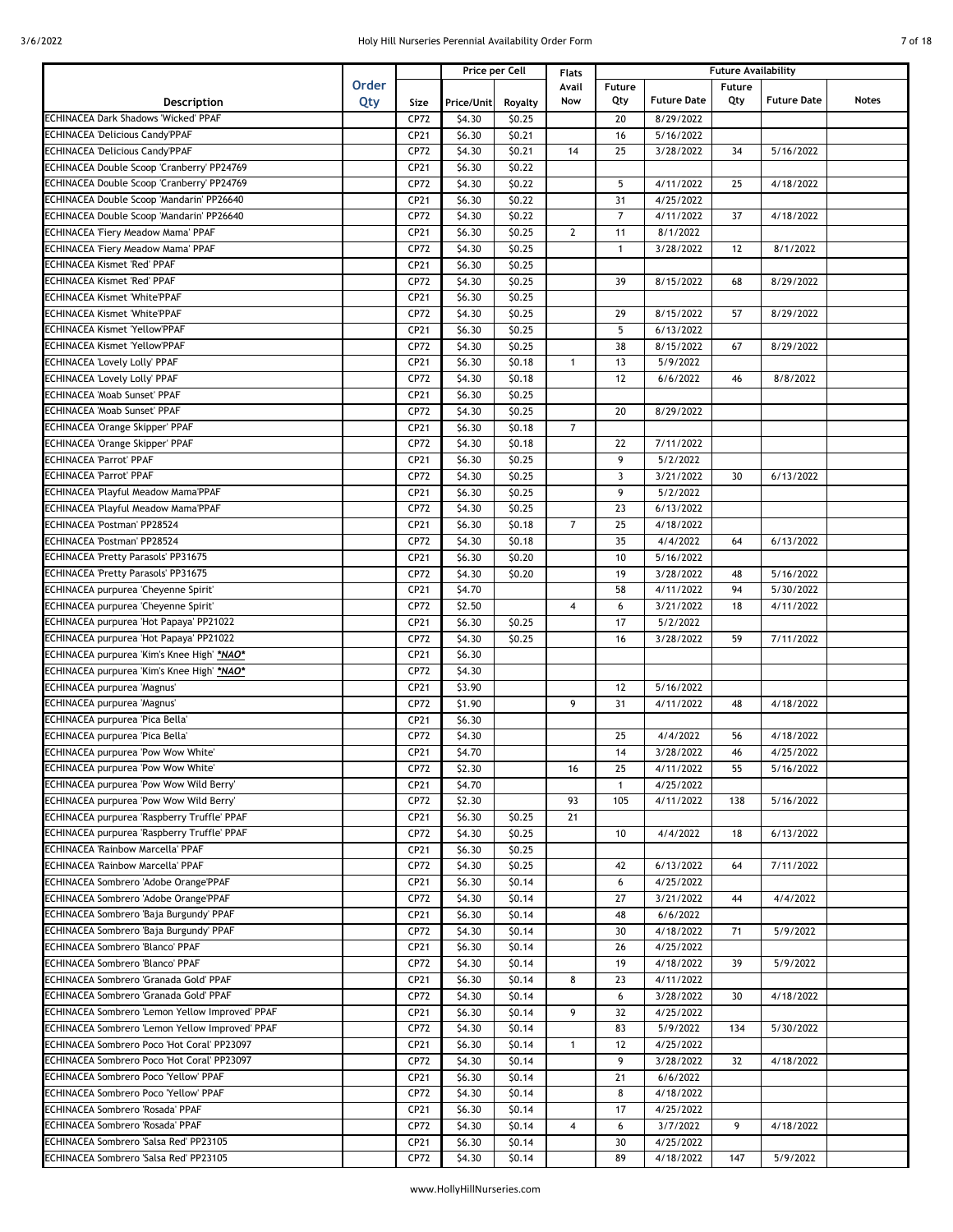| Description | Order Qty | Size | Price per Cell | | Flats Avail Now | Future Availability | | | | Notes |
|---|---|---|---|---|---|---|---|---|---|---|
| | | | Price/Unit | Royalty | | Future Qty | Future Date | Future Qty | Future Date | |
| ECHINACEA Dark Shadows 'Wicked' PPAF | | CP72 | $4.30 | $0.25 | | 20 | 8/29/2022 | | | |
| ECHINACEA 'Delicious Candy'PPAF | | CP21 | $6.30 | $0.21 | | 16 | 5/16/2022 | | | |
| ECHINACEA 'Delicious Candy'PPAF | | CP72 | $4.30 | $0.21 | 14 | 25 | 3/28/2022 | 34 | 5/16/2022 | |
| ECHINACEA Double Scoop 'Cranberry' PP24769 | | CP21 | $6.30 | $0.22 | | | | | | |
| ECHINACEA Double Scoop 'Cranberry' PP24769 | | CP72 | $4.30 | $0.22 | | 5 | 4/11/2022 | 25 | 4/18/2022 | |
| ECHINACEA Double Scoop 'Mandarin' PP26640 | | CP21 | $6.30 | $0.22 | | 31 | 4/25/2022 | | | |
| ECHINACEA Double Scoop 'Mandarin' PP26640 | | CP72 | $4.30 | $0.22 | | 7 | 4/11/2022 | 37 | 4/18/2022 | |
| ECHINACEA 'Fiery Meadow Mama' PPAF | | CP21 | $6.30 | $0.25 | 2 | 11 | 8/1/2022 | | | |
| ECHINACEA 'Fiery Meadow Mama' PPAF | | CP72 | $4.30 | $0.25 | | 1 | 3/28/2022 | 12 | 8/1/2022 | |
| ECHINACEA Kismet 'Red' PPAF | | CP21 | $6.30 | $0.25 | | | | | | |
| ECHINACEA Kismet 'Red' PPAF | | CP72 | $4.30 | $0.25 | | 39 | 8/15/2022 | 68 | 8/29/2022 | |
| ECHINACEA Kismet 'White'PPAF | | CP21 | $6.30 | $0.25 | | | | | | |
| ECHINACEA Kismet 'White'PPAF | | CP72 | $4.30 | $0.25 | | 29 | 8/15/2022 | 57 | 8/29/2022 | |
| ECHINACEA Kismet 'Yellow'PPAF | | CP21 | $6.30 | $0.25 | | 5 | 6/13/2022 | | | |
| ECHINACEA Kismet 'Yellow'PPAF | | CP72 | $4.30 | $0.25 | | 38 | 8/15/2022 | 67 | 8/29/2022 | |
| ECHINACEA 'Lovely Lolly' PPAF | | CP21 | $6.30 | $0.18 | 1 | 13 | 5/9/2022 | | | |
| ECHINACEA 'Lovely Lolly' PPAF | | CP72 | $4.30 | $0.18 | | 12 | 6/6/2022 | 46 | 8/8/2022 | |
| ECHINACEA 'Moab Sunset' PPAF | | CP21 | $6.30 | $0.25 | | | | | | |
| ECHINACEA 'Moab Sunset' PPAF | | CP72 | $4.30 | $0.25 | | 20 | 8/29/2022 | | | |
| ECHINACEA 'Orange Skipper' PPAF | | CP21 | $6.30 | $0.18 | 7 | | | | | |
| ECHINACEA 'Orange Skipper' PPAF | | CP72 | $4.30 | $0.18 | | 22 | 7/11/2022 | | | |
| ECHINACEA 'Parrot' PPAF | | CP21 | $6.30 | $0.25 | | 9 | 5/2/2022 | | | |
| ECHINACEA 'Parrot' PPAF | | CP72 | $4.30 | $0.25 | | 3 | 3/21/2022 | 30 | 6/13/2022 | |
| ECHINACEA 'Playful Meadow Mama'PPAF | | CP21 | $6.30 | $0.25 | | 9 | 5/2/2022 | | | |
| ECHINACEA 'Playful Meadow Mama'PPAF | | CP72 | $4.30 | $0.25 | | 23 | 6/13/2022 | | | |
| ECHINACEA 'Postman' PP28524 | | CP21 | $6.30 | $0.18 | 7 | 25 | 4/18/2022 | | | |
| ECHINACEA 'Postman' PP28524 | | CP72 | $4.30 | $0.18 | | 35 | 4/4/2022 | 64 | 6/13/2022 | |
| ECHINACEA 'Pretty Parasols' PP31675 | | CP21 | $6.30 | $0.20 | | 10 | 5/16/2022 | | | |
| ECHINACEA 'Pretty Parasols' PP31675 | | CP72 | $4.30 | $0.20 | | 19 | 3/28/2022 | 48 | 5/16/2022 | |
| ECHINACEA purpurea 'Cheyenne Spirit' | | CP21 | $4.70 | | | 58 | 4/11/2022 | 94 | 5/30/2022 | |
| ECHINACEA purpurea 'Cheyenne Spirit' | | CP72 | $2.50 | | 4 | 6 | 3/21/2022 | 18 | 4/11/2022 | |
| ECHINACEA purpurea 'Hot Papaya' PP21022 | | CP21 | $6.30 | $0.25 | | 17 | 5/2/2022 | | | |
| ECHINACEA purpurea 'Hot Papaya' PP21022 | | CP72 | $4.30 | $0.25 | | 16 | 3/28/2022 | 59 | 7/11/2022 | |
| ECHINACEA purpurea 'Kim's Knee High' ***NAO*** | | CP21 | $6.30 | | | | | | | |
| ECHINACEA purpurea 'Kim's Knee High' ***NAO*** | | CP72 | $4.30 | | | | | | | |
| ECHINACEA purpurea 'Magnus' | | CP21 | $3.90 | | | 12 | 5/16/2022 | | | |
| ECHINACEA purpurea 'Magnus' | | CP72 | $1.90 | | 9 | 31 | 4/11/2022 | 48 | 4/18/2022 | |
| ECHINACEA purpurea 'Pica Bella' | | CP21 | $6.30 | | | | | | | |
| ECHINACEA purpurea 'Pica Bella' | | CP72 | $4.30 | | | 25 | 4/4/2022 | 56 | 4/18/2022 | |
| ECHINACEA purpurea 'Pow Wow White' | | CP21 | $4.70 | | | 14 | 3/28/2022 | 46 | 4/25/2022 | |
| ECHINACEA purpurea 'Pow Wow White' | | CP72 | $2.30 | | 16 | 25 | 4/11/2022 | 55 | 5/16/2022 | |
| ECHINACEA purpurea 'Pow Wow Wild Berry' | | CP21 | $4.70 | | | 1 | 4/25/2022 | | | |
| ECHINACEA purpurea 'Pow Wow Wild Berry' | | CP72 | $2.30 | | 93 | 105 | 4/11/2022 | 138 | 5/16/2022 | |
| ECHINACEA purpurea 'Raspberry Truffle' PPAF | | CP21 | $6.30 | $0.25 | 21 | | | | | |
| ECHINACEA purpurea 'Raspberry Truffle' PPAF | | CP72 | $4.30 | $0.25 | | 10 | 4/4/2022 | 18 | 6/13/2022 | |
| ECHINACEA 'Rainbow Marcella' PPAF | | CP21 | $6.30 | $0.25 | | | | | | |
| ECHINACEA 'Rainbow Marcella' PPAF | | CP72 | $4.30 | $0.25 | | 42 | 6/13/2022 | 64 | 7/11/2022 | |
| ECHINACEA Sombrero 'Adobe Orange'PPAF | | CP21 | $6.30 | $0.14 | | 6 | 4/25/2022 | | | |
| ECHINACEA Sombrero 'Adobe Orange'PPAF | | CP72 | $4.30 | $0.14 | | 27 | 3/21/2022 | 44 | 4/4/2022 | |
| ECHINACEA Sombrero 'Baja Burgundy' PPAF | | CP21 | $6.30 | $0.14 | | 48 | 6/6/2022 | | | |
| ECHINACEA Sombrero 'Baja Burgundy' PPAF | | CP72 | $4.30 | $0.14 | | 30 | 4/18/2022 | 71 | 5/9/2022 | |
| ECHINACEA Sombrero 'Blanco' PPAF | | CP21 | $6.30 | $0.14 | | 26 | 4/25/2022 | | | |
| ECHINACEA Sombrero 'Blanco' PPAF | | CP72 | $4.30 | $0.14 | | 19 | 4/18/2022 | 39 | 5/9/2022 | |
| ECHINACEA Sombrero 'Granada Gold' PPAF | | CP21 | $6.30 | $0.14 | 8 | 23 | 4/11/2022 | | | |
| ECHINACEA Sombrero 'Granada Gold' PPAF | | CP72 | $4.30 | $0.14 | | 6 | 3/28/2022 | 30 | 4/18/2022 | |
| ECHINACEA Sombrero 'Lemon Yellow Improved' PPAF | | CP21 | $6.30 | $0.14 | 9 | 32 | 4/25/2022 | | | |
| ECHINACEA Sombrero 'Lemon Yellow Improved' PPAF | | CP72 | $4.30 | $0.14 | | 83 | 5/9/2022 | 134 | 5/30/2022 | |
| ECHINACEA Sombrero Poco 'Hot Coral' PP23097 | | CP21 | $6.30 | $0.14 | 1 | 12 | 4/25/2022 | | | |
| ECHINACEA Sombrero Poco 'Hot Coral' PP23097 | | CP72 | $4.30 | $0.14 | | 9 | 3/28/2022 | 32 | 4/18/2022 | |
| ECHINACEA Sombrero Poco 'Yellow' PPAF | | CP21 | $6.30 | $0.14 | | 21 | 6/6/2022 | | | |
| ECHINACEA Sombrero Poco 'Yellow' PPAF | | CP72 | $4.30 | $0.14 | | 8 | 4/18/2022 | | | |
| ECHINACEA Sombrero 'Rosada' PPAF | | CP21 | $6.30 | $0.14 | | 17 | 4/25/2022 | | | |
| ECHINACEA Sombrero 'Rosada' PPAF | | CP72 | $4.30 | $0.14 | 4 | 6 | 3/7/2022 | 9 | 4/18/2022 | |
| ECHINACEA Sombrero 'Salsa Red' PP23105 | | CP21 | $6.30 | $0.14 | | 30 | 4/25/2022 | | | |
| ECHINACEA Sombrero 'Salsa Red' PP23105 | | CP72 | $4.30 | $0.14 | | 89 | 4/18/2022 | 147 | 5/9/2022 | |

www.HollyHillNurseries.com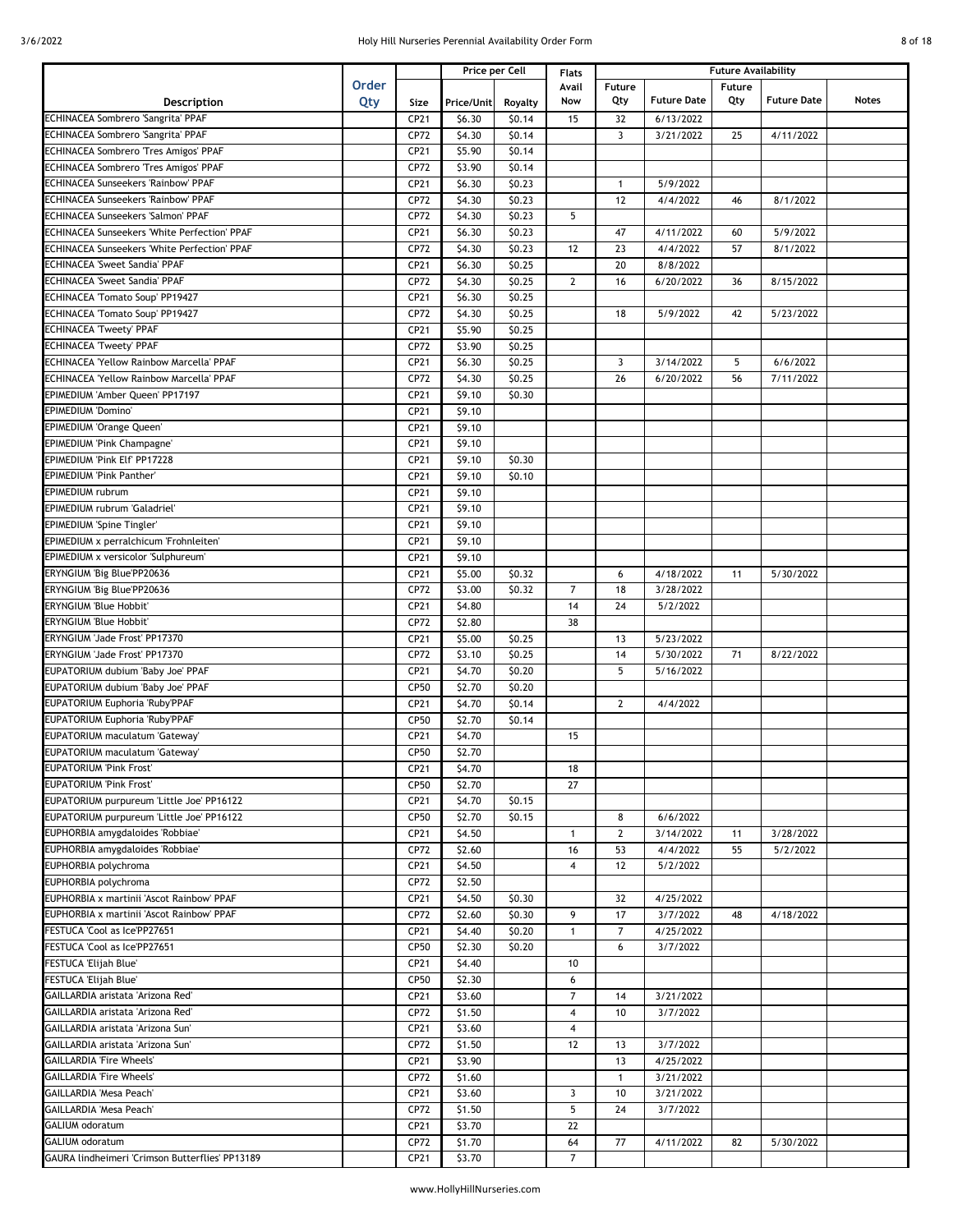| Description | Order Qty | Size | Price per Cell | | Flats Avail Now | Future Availability | | | | Notes |
|---|---|---|---|---|---|---|---|---|---|---|
| | | | Price/Unit | Royalty | | Future Qty | Future Date | Future Qty | Future Date | |
| ECHINACEA Sombrero 'Sangrita' PPAF | | CP21 | $6.30 | $0.14 | 15 | 32 | 6/13/2022 | | | |
| ECHINACEA Sombrero 'Sangrita' PPAF | | CP72 | $4.30 | $0.14 | | 3 | 3/21/2022 | 25 | 4/11/2022 | |
| ECHINACEA Sombrero 'Tres Amigos' PPAF | | CP21 | $5.90 | $0.14 | | | | | | |
| ECHINACEA Sombrero 'Tres Amigos' PPAF | | CP72 | $3.90 | $0.14 | | | | | | |
| ECHINACEA Sunseekers 'Rainbow' PPAF | | CP21 | $6.30 | $0.23 | | 1 | 5/9/2022 | | | |
| ECHINACEA Sunseekers 'Rainbow' PPAF | | CP72 | $4.30 | $0.23 | | 12 | 4/4/2022 | 46 | 8/1/2022 | |
| ECHINACEA Sunseekers 'Salmon' PPAF | | CP72 | $4.30 | $0.23 | 5 | | | | | |
| ECHINACEA Sunseekers 'White Perfection' PPAF | | CP21 | $6.30 | $0.23 | | 47 | 4/11/2022 | 60 | 5/9/2022 | |
| ECHINACEA Sunseekers 'White Perfection' PPAF | | CP72 | $4.30 | $0.23 | 12 | 23 | 4/4/2022 | 57 | 8/1/2022 | |
| ECHINACEA 'Sweet Sandia' PPAF | | CP21 | $6.30 | $0.25 | | 20 | 8/8/2022 | | | |
| ECHINACEA 'Sweet Sandia' PPAF | | CP72 | $4.30 | $0.25 | 2 | 16 | 6/20/2022 | 36 | 8/15/2022 | |
| ECHINACEA 'Tomato Soup' PP19427 | | CP21 | $6.30 | $0.25 | | | | | | |
| ECHINACEA 'Tomato Soup' PP19427 | | CP72 | $4.30 | $0.25 | | 18 | 5/9/2022 | 42 | 5/23/2022 | |
| ECHINACEA 'Tweety' PPAF | | CP21 | $5.90 | $0.25 | | | | | | |
| ECHINACEA 'Tweety' PPAF | | CP72 | $3.90 | $0.25 | | | | | | |
| ECHINACEA 'Yellow Rainbow Marcella' PPAF | | CP21 | $6.30 | $0.25 | | 3 | 3/14/2022 | 5 | 6/6/2022 | |
| ECHINACEA 'Yellow Rainbow Marcella' PPAF | | CP72 | $4.30 | $0.25 | | 26 | 6/20/2022 | 56 | 7/11/2022 | |
| EPIMEDIUM 'Amber Queen' PP17197 | | CP21 | $9.10 | $0.30 | | | | | | |
| EPIMEDIUM 'Domino' | | CP21 | $9.10 | | | | | | | |
| EPIMEDIUM 'Orange Queen' | | CP21 | $9.10 | | | | | | | |
| EPIMEDIUM 'Pink Champagne' | | CP21 | $9.10 | | | | | | | |
| EPIMEDIUM 'Pink Elf' PP17228 | | CP21 | $9.10 | $0.30 | | | | | | |
| EPIMEDIUM 'Pink Panther' | | CP21 | $9.10 | $0.10 | | | | | | |
| EPIMEDIUM rubrum | | CP21 | $9.10 | | | | | | | |
| EPIMEDIUM rubrum 'Galadriel' | | CP21 | $9.10 | | | | | | | |
| EPIMEDIUM 'Spine Tingler' | | CP21 | $9.10 | | | | | | | |
| EPIMEDIUM x perralchicum 'Frohnleiten' | | CP21 | $9.10 | | | | | | | |
| EPIMEDIUM x versicolor 'Sulphureum' | | CP21 | $9.10 | | | | | | | |
| ERYNGIUM 'Big Blue'PP20636 | | CP21 | $5.00 | $0.32 | | 6 | 4/18/2022 | 11 | 5/30/2022 | |
| ERYNGIUM 'Big Blue'PP20636 | | CP72 | $3.00 | $0.32 | 7 | 18 | 3/28/2022 | | | |
| ERYNGIUM 'Blue Hobbit' | | CP21 | $4.80 | | 14 | 24 | 5/2/2022 | | | |
| ERYNGIUM 'Blue Hobbit' | | CP72 | $2.80 | | 38 | | | | | |
| ERYNGIUM 'Jade Frost' PP17370 | | CP21 | $5.00 | $0.25 | | 13 | 5/23/2022 | | | |
| ERYNGIUM 'Jade Frost' PP17370 | | CP72 | $3.10 | $0.25 | | 14 | 5/30/2022 | 71 | 8/22/2022 | |
| EUPATORIUM dubium 'Baby Joe' PPAF | | CP21 | $4.70 | $0.20 | | 5 | 5/16/2022 | | | |
| EUPATORIUM dubium 'Baby Joe' PPAF | | CP50 | $2.70 | $0.20 | | | | | | |
| EUPATORIUM Euphoria 'Ruby'PPAF | | CP21 | $4.70 | $0.14 | | 2 | 4/4/2022 | | | |
| EUPATORIUM Euphoria 'Ruby'PPAF | | CP50 | $2.70 | $0.14 | | | | | | |
| EUPATORIUM maculatum 'Gateway' | | CP21 | $4.70 | | 15 | | | | | |
| EUPATORIUM maculatum 'Gateway' | | CP50 | $2.70 | | | | | | | |
| EUPATORIUM 'Pink Frost' | | CP21 | $4.70 | | 18 | | | | | |
| EUPATORIUM 'Pink Frost' | | CP50 | $2.70 | | 27 | | | | | |
| EUPATORIUM purpureum 'Little Joe' PP16122 | | CP21 | $4.70 | $0.15 | | | | | | |
| EUPATORIUM purpureum 'Little Joe' PP16122 | | CP50 | $2.70 | $0.15 | | 8 | 6/6/2022 | | | |
| EUPHORBIA amygdaloides 'Robbiae' | | CP21 | $4.50 | | 1 | 2 | 3/14/2022 | 11 | 3/28/2022 | |
| EUPHORBIA amygdaloides 'Robbiae' | | CP72 | $2.60 | | 16 | 53 | 4/4/2022 | 55 | 5/2/2022 | |
| EUPHORBIA polychroma | | CP21 | $4.50 | | 4 | 12 | 5/2/2022 | | | |
| EUPHORBIA polychroma | | CP72 | $2.50 | | | | | | | |
| EUPHORBIA x martinii 'Ascot Rainbow' PPAF | | CP21 | $4.50 | $0.30 | | 32 | 4/25/2022 | | | |
| EUPHORBIA x martinii 'Ascot Rainbow' PPAF | | CP72 | $2.60 | $0.30 | 9 | 17 | 3/7/2022 | 48 | 4/18/2022 | |
| FESTUCA 'Cool as Ice'PP27651 | | CP21 | $4.40 | $0.20 | 1 | 7 | 4/25/2022 | | | |
| FESTUCA 'Cool as Ice'PP27651 | | CP50 | $2.30 | $0.20 | | 6 | 3/7/2022 | | | |
| FESTUCA 'Elijah Blue' | | CP21 | $4.40 | | 10 | | | | | |
| FESTUCA 'Elijah Blue' | | CP50 | $2.30 | | 6 | | | | | |
| GAILLARDIA aristata 'Arizona Red' | | CP21 | $3.60 | | 7 | 14 | 3/21/2022 | | | |
| GAILLARDIA aristata 'Arizona Red' | | CP72 | $1.50 | | 4 | 10 | 3/7/2022 | | | |
| GAILLARDIA aristata 'Arizona Sun' | | CP21 | $3.60 | | 4 | | | | | |
| GAILLARDIA aristata 'Arizona Sun' | | CP72 | $1.50 | | 12 | 13 | 3/7/2022 | | | |
| GAILLARDIA 'Fire Wheels' | | CP21 | $3.90 | | | 13 | 4/25/2022 | | | |
| GAILLARDIA 'Fire Wheels' | | CP72 | $1.60 | | | 1 | 3/21/2022 | | | |
| GAILLARDIA 'Mesa Peach' | | CP21 | $3.60 | | 3 | 10 | 3/21/2022 | | | |
| GAILLARDIA 'Mesa Peach' | | CP72 | $1.50 | | 5 | 24 | 3/7/2022 | | | |
| GALIUM odoratum | | CP21 | $3.70 | | 22 | | | | | |
| GALIUM odoratum | | CP72 | $1.70 | | 64 | 77 | 4/11/2022 | 82 | 5/30/2022 | |
| GAURA lindheimeri 'Crimson Butterflies' PP13189 | | CP21 | $3.70 | | 7 | | | | | |

www.HollyHillNurseries.com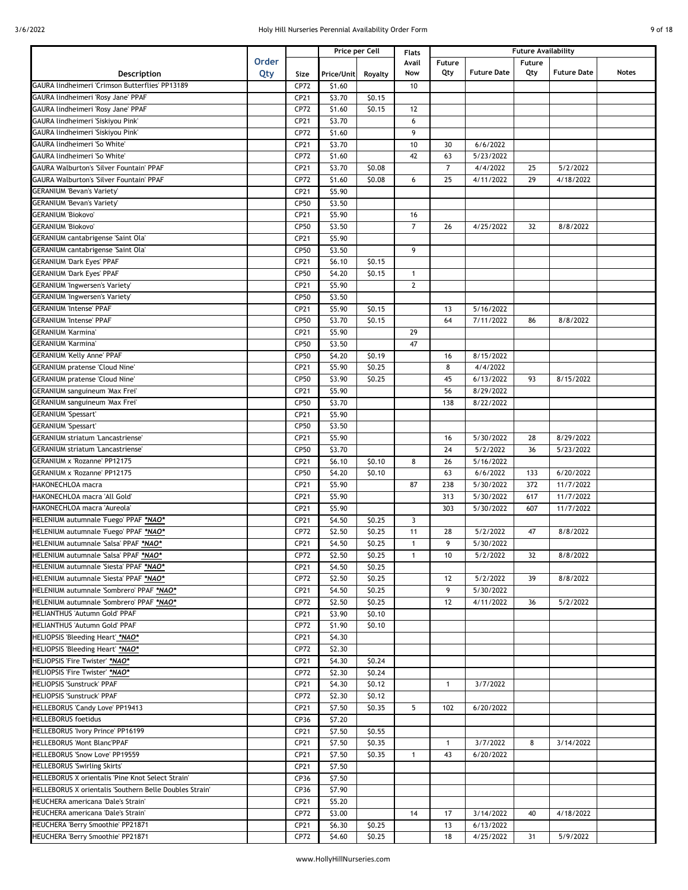| Description | Order Qty | Size | Price per Cell | | Flats | Future Availability | | | | |
|---|---|---|---|---|---|---|---|---|---|---|
| | | | Price/Unit | Royalty | Avail Now | Future Qty | Future Date | Future Qty | Future Date | Notes |
| GAURA lindheimeri 'Crimson Butterflies' PP13189 | | CP72 | $1.60 | | 10 | | | | | |
| GAURA lindheimeri 'Rosy Jane' PPAF | | CP21 | $3.70 | $0.15 | | | | | | |
| GAURA lindheimeri 'Rosy Jane' PPAF | | CP72 | $1.60 | $0.15 | 12 | | | | | |
| GAURA lindheimeri 'Siskiyou Pink' | | CP21 | $3.70 | | 6 | | | | | |
| GAURA lindheimeri 'Siskiyou Pink' | | CP72 | $1.60 | | 9 | | | | | |
| GAURA lindheimeri 'So White' | | CP21 | $3.70 | | 10 | 30 | 6/6/2022 | | | |
| GAURA lindheimeri 'So White' | | CP72 | $1.60 | | 42 | 63 | 5/23/2022 | | | |
| GAURA Walburton's 'Silver Fountain' PPAF | | CP21 | $3.70 | $0.08 | | 7 | 4/4/2022 | 25 | 5/2/2022 | |
| GAURA Walburton's 'Silver Fountain' PPAF | | CP72 | $1.60 | $0.08 | 6 | 25 | 4/11/2022 | 29 | 4/18/2022 | |
| GERANIUM 'Bevan's Variety' | | CP21 | $5.90 | | | | | | | |
| GERANIUM 'Bevan's Variety' | | CP50 | $3.50 | | | | | | | |
| GERANIUM 'Biokovo' | | CP21 | $5.90 | | 16 | | | | | |
| GERANIUM 'Biokovo' | | CP50 | $3.50 | | 7 | 26 | 4/25/2022 | 32 | 8/8/2022 | |
| GERANIUM cantabrigense 'Saint Ola' | | CP21 | $5.90 | | | | | | | |
| GERANIUM cantabrigense 'Saint Ola' | | CP50 | $3.50 | | 9 | | | | | |
| GERANIUM 'Dark Eyes' PPAF | | CP21 | $6.10 | $0.15 | | | | | | |
| GERANIUM 'Dark Eyes' PPAF | | CP50 | $4.20 | $0.15 | 1 | | | | | |
| GERANIUM 'Ingwersen's Variety' | | CP21 | $5.90 | | 2 | | | | | |
| GERANIUM 'Ingwersen's Variety' | | CP50 | $3.50 | | | | | | | |
| GERANIUM 'Intense' PPAF | | CP21 | $5.90 | $0.15 | | 13 | 5/16/2022 | | | |
| GERANIUM 'Intense' PPAF | | CP50 | $3.70 | $0.15 | | 64 | 7/11/2022 | 86 | 8/8/2022 | |
| GERANIUM 'Karmina' | | CP21 | $5.90 | | 29 | | | | | |
| GERANIUM 'Karmina' | | CP50 | $3.50 | | 47 | | | | | |
| GERANIUM 'Kelly Anne' PPAF | | CP50 | $4.20 | $0.19 | | 16 | 8/15/2022 | | | |
| GERANIUM pratense 'Cloud Nine' | | CP21 | $5.90 | $0.25 | | 8 | 4/4/2022 | | | |
| GERANIUM pratense 'Cloud Nine' | | CP50 | $3.90 | $0.25 | | 45 | 6/13/2022 | 93 | 8/15/2022 | |
| GERANIUM sanguineum 'Max Frei' | | CP21 | $5.90 | | | 56 | 8/29/2022 | | | |
| GERANIUM sanguineum 'Max Frei' | | CP50 | $3.70 | | | 138 | 8/22/2022 | | | |
| GERANIUM 'Spessart' | | CP21 | $5.90 | | | | | | | |
| GERANIUM 'Spessart' | | CP50 | $3.50 | | | | | | | |
| GERANIUM striatum 'Lancastriense' | | CP21 | $5.90 | | | 16 | 5/30/2022 | 28 | 8/29/2022 | |
| GERANIUM striatum 'Lancastriense' | | CP50 | $3.70 | | | 24 | 5/2/2022 | 36 | 5/23/2022 | |
| GERANIUM x 'Rozanne' PP12175 | | CP21 | $6.10 | $0.10 | 8 | 26 | 5/16/2022 | | | |
| GERANIUM x 'Rozanne' PP12175 | | CP50 | $4.20 | $0.10 | | 63 | 6/6/2022 | 133 | 6/20/2022 | |
| HAKONECHLOA macra | | CP21 | $5.90 | | 87 | 238 | 5/30/2022 | 372 | 11/7/2022 | |
| HAKONECHLOA macra 'All Gold' | | CP21 | $5.90 | | | 313 | 5/30/2022 | 617 | 11/7/2022 | |
| HAKONECHLOA macra 'Aureola' | | CP21 | $5.90 | | | 303 | 5/30/2022 | 607 | 11/7/2022 | |
| HELENIUM autumnale 'Fuego' PPAF *NAO* | | CP21 | $4.50 | $0.25 | 3 | | | | | |
| HELENIUM autumnale 'Fuego' PPAF *NAO* | | CP72 | $2.50 | $0.25 | 11 | 28 | 5/2/2022 | 47 | 8/8/2022 | |
| HELENIUM autumnale 'Salsa' PPAF *NAO* | | CP21 | $4.50 | $0.25 | 1 | 9 | 5/30/2022 | | | |
| HELENIUM autumnale 'Salsa' PPAF *NAO* | | CP72 | $2.50 | $0.25 | 1 | 10 | 5/2/2022 | 32 | 8/8/2022 | |
| HELENIUM autumnale 'Siesta' PPAF *NAO* | | CP21 | $4.50 | $0.25 | | | | | | |
| HELENIUM autumnale 'Siesta' PPAF *NAO* | | CP72 | $2.50 | $0.25 | | 12 | 5/2/2022 | 39 | 8/8/2022 | |
| HELENIUM autumnale 'Sombrero' PPAF *NAO* | | CP21 | $4.50 | $0.25 | | 9 | 5/30/2022 | | | |
| HELENIUM autumnale 'Sombrero' PPAF *NAO* | | CP72 | $2.50 | $0.25 | | 12 | 4/11/2022 | 36 | 5/2/2022 | |
| HELIANTHUS 'Autumn Gold' PPAF | | CP21 | $3.90 | $0.10 | | | | | | |
| HELIANTHUS 'Autumn Gold' PPAF | | CP72 | $1.90 | $0.10 | | | | | | |
| HELIOPSIS 'Bleeding Heart' *NAO* | | CP21 | $4.30 | | | | | | | |
| HELIOPSIS 'Bleeding Heart' *NAO* | | CP72 | $2.30 | | | | | | | |
| HELIOPSIS 'Fire Twister' *NAO* | | CP21 | $4.30 | $0.24 | | | | | | |
| HELIOPSIS 'Fire Twister' *NAO* | | CP72 | $2.30 | $0.24 | | | | | | |
| HELIOPSIS 'Sunstruck' PPAF | | CP21 | $4.30 | $0.12 | | 1 | 3/7/2022 | | | |
| HELIOPSIS 'Sunstruck' PPAF | | CP72 | $2.30 | $0.12 | | | | | | |
| HELLEBORUS 'Candy Love' PP19413 | | CP21 | $7.50 | $0.35 | 5 | 102 | 6/20/2022 | | | |
| HELLEBORUS foetidus | | CP36 | $7.20 | | | | | | | |
| HELLEBORUS 'Ivory Prince' PP16199 | | CP21 | $7.50 | $0.55 | | | | | | |
| HELLEBORUS 'Mont Blanc'PPAF | | CP21 | $7.50 | $0.35 | | 1 | 3/7/2022 | 8 | 3/14/2022 | |
| HELLEBORUS 'Snow Love' PP19559 | | CP21 | $7.50 | $0.35 | 1 | 43 | 6/20/2022 | | | |
| HELLEBORUS 'Swirling Skirts' | | CP21 | $7.50 | | | | | | | |
| HELLEBORUS X orientalis 'Pine Knot Select Strain' | | CP36 | $7.50 | | | | | | | |
| HELLEBORUS X orientalis 'Southern Belle Doubles Strain' | | CP36 | $7.90 | | | | | | | |
| HEUCHERA americana 'Dale's Strain' | | CP21 | $5.20 | | | | | | | |
| HEUCHERA americana 'Dale's Strain' | | CP72 | $3.00 | | 14 | 17 | 3/14/2022 | 40 | 4/18/2022 | |
| HEUCHERA 'Berry Smoothie' PP21871 | | CP21 | $6.30 | $0.25 | | 13 | 6/13/2022 | | | |
| HEUCHERA 'Berry Smoothie' PP21871 | | CP72 | $4.60 | $0.25 | | 18 | 4/25/2022 | 31 | 5/9/2022 | |

www.HollyHillNurseries.com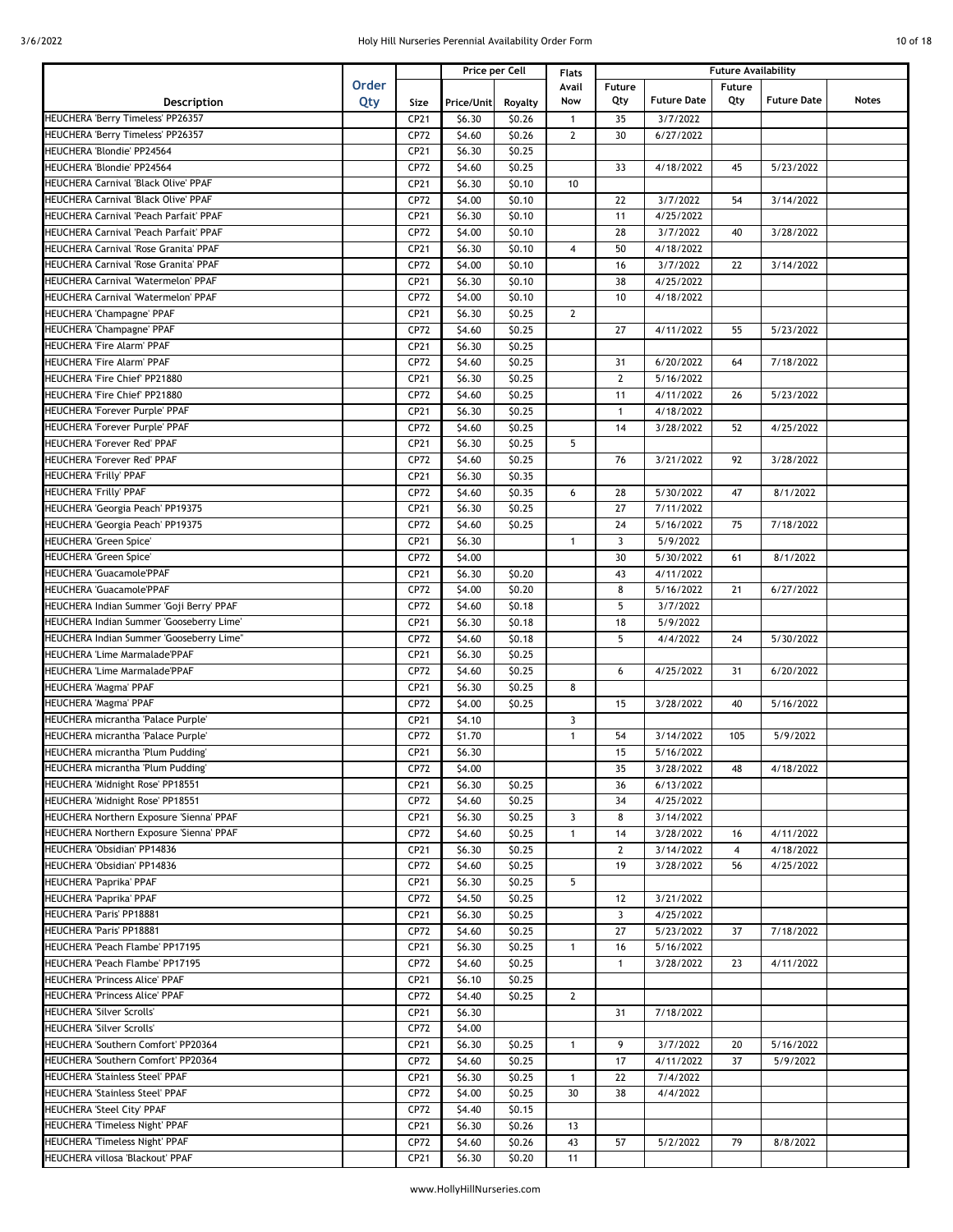| Description | Order Qty | Size | Price per Cell | | Flats Avail Now | Future Availability | | | | |
|---|---|---|---|---|---|---|---|---|---|---|
| | | | Price/Unit | Royalty | | Future Qty | Future Date | Future Qty | Future Date | Notes |
| HEUCHERA 'Berry Timeless' PP26357 | | CP21 | $6.30 | $0.26 | 1 | 35 | 3/7/2022 | | | |
| HEUCHERA 'Berry Timeless' PP26357 | | CP72 | $4.60 | $0.26 | 2 | 30 | 6/27/2022 | | | |
| HEUCHERA 'Blondie' PP24564 | | CP21 | $6.30 | $0.25 | | | | | | |
| HEUCHERA 'Blondie' PP24564 | | CP72 | $4.60 | $0.25 | | 33 | 4/18/2022 | 45 | 5/23/2022 | |
| HEUCHERA Carnival 'Black Olive' PPAF | | CP21 | $6.30 | $0.10 | 10 | | | | | |
| HEUCHERA Carnival 'Black Olive' PPAF | | CP72 | $4.00 | $0.10 | | 22 | 3/7/2022 | 54 | 3/14/2022 | |
| HEUCHERA Carnival 'Peach Parfait' PPAF | | CP21 | $6.30 | $0.10 | | 11 | 4/25/2022 | | | |
| HEUCHERA Carnival 'Peach Parfait' PPAF | | CP72 | $4.00 | $0.10 | | 28 | 3/7/2022 | 40 | 3/28/2022 | |
| HEUCHERA Carnival 'Rose Granita' PPAF | | CP21 | $6.30 | $0.10 | 4 | 50 | 4/18/2022 | | | |
| HEUCHERA Carnival 'Rose Granita' PPAF | | CP72 | $4.00 | $0.10 | | 16 | 3/7/2022 | 22 | 3/14/2022 | |
| HEUCHERA Carnival 'Watermelon' PPAF | | CP21 | $6.30 | $0.10 | | 38 | 4/25/2022 | | | |
| HEUCHERA Carnival 'Watermelon' PPAF | | CP72 | $4.00 | $0.10 | | 10 | 4/18/2022 | | | |
| HEUCHERA 'Champagne' PPAF | | CP21 | $6.30 | $0.25 | 2 | | | | | |
| HEUCHERA 'Champagne' PPAF | | CP72 | $4.60 | $0.25 | | 27 | 4/11/2022 | 55 | 5/23/2022 | |
| HEUCHERA 'Fire Alarm' PPAF | | CP21 | $6.30 | $0.25 | | | | | | |
| HEUCHERA 'Fire Alarm' PPAF | | CP72 | $4.60 | $0.25 | | 31 | 6/20/2022 | 64 | 7/18/2022 | |
| HEUCHERA 'Fire Chief' PP21880 | | CP21 | $6.30 | $0.25 | | 2 | 5/16/2022 | | | |
| HEUCHERA 'Fire Chief' PP21880 | | CP72 | $4.60 | $0.25 | | 11 | 4/11/2022 | 26 | 5/23/2022 | |
| HEUCHERA 'Forever Purple' PPAF | | CP21 | $6.30 | $0.25 | | 1 | 4/18/2022 | | | |
| HEUCHERA 'Forever Purple' PPAF | | CP72 | $4.60 | $0.25 | | 14 | 3/28/2022 | 52 | 4/25/2022 | |
| HEUCHERA 'Forever Red' PPAF | | CP21 | $6.30 | $0.25 | 5 | | | | | |
| HEUCHERA 'Forever Red' PPAF | | CP72 | $4.60 | $0.25 | | 76 | 3/21/2022 | 92 | 3/28/2022 | |
| HEUCHERA 'Frilly' PPAF | | CP21 | $6.30 | $0.35 | | | | | | |
| HEUCHERA 'Frilly' PPAF | | CP72 | $4.60 | $0.35 | 6 | 28 | 5/30/2022 | 47 | 8/1/2022 | |
| HEUCHERA 'Georgia Peach' PP19375 | | CP21 | $6.30 | $0.25 | | 27 | 7/11/2022 | | | |
| HEUCHERA 'Georgia Peach' PP19375 | | CP72 | $4.60 | $0.25 | | 24 | 5/16/2022 | 75 | 7/18/2022 | |
| HEUCHERA 'Green Spice' | | CP21 | $6.30 | | 1 | 3 | 5/9/2022 | | | |
| HEUCHERA 'Green Spice' | | CP72 | $4.00 | | | 30 | 5/30/2022 | 61 | 8/1/2022 | |
| HEUCHERA 'Guacamole'PPAF | | CP21 | $6.30 | $0.20 | | 43 | 4/11/2022 | | | |
| HEUCHERA 'Guacamole'PPAF | | CP72 | $4.00 | $0.20 | | 8 | 5/16/2022 | 21 | 6/27/2022 | |
| HEUCHERA Indian Summer 'Goji Berry' PPAF | | CP72 | $4.60 | $0.18 | | 5 | 3/7/2022 | | | |
| HEUCHERA Indian Summer 'Gooseberry Lime' | | CP21 | $6.30 | $0.18 | | 18 | 5/9/2022 | | | |
| HEUCHERA Indian Summer 'Gooseberry Lime" | | CP72 | $4.60 | $0.18 | | 5 | 4/4/2022 | 24 | 5/30/2022 | |
| HEUCHERA 'Lime Marmalade'PPAF | | CP21 | $6.30 | $0.25 | | | | | | |
| HEUCHERA 'Lime Marmalade'PPAF | | CP72 | $4.60 | $0.25 | | 6 | 4/25/2022 | 31 | 6/20/2022 | |
| HEUCHERA 'Magma' PPAF | | CP21 | $6.30 | $0.25 | 8 | | | | | |
| HEUCHERA 'Magma' PPAF | | CP72 | $4.00 | $0.25 | | 15 | 3/28/2022 | 40 | 5/16/2022 | |
| HEUCHERA micrantha 'Palace Purple' | | CP21 | $4.10 | | 3 | | | | | |
| HEUCHERA micrantha 'Palace Purple' | | CP72 | $1.70 | | 1 | 54 | 3/14/2022 | 105 | 5/9/2022 | |
| HEUCHERA micrantha 'Plum Pudding' | | CP21 | $6.30 | | | 15 | 5/16/2022 | | | |
| HEUCHERA micrantha 'Plum Pudding' | | CP72 | $4.00 | | | 35 | 3/28/2022 | 48 | 4/18/2022 | |
| HEUCHERA 'Midnight Rose' PP18551 | | CP21 | $6.30 | $0.25 | | 36 | 6/13/2022 | | | |
| HEUCHERA 'Midnight Rose' PP18551 | | CP72 | $4.60 | $0.25 | | 34 | 4/25/2022 | | | |
| HEUCHERA Northern Exposure 'Sienna' PPAF | | CP21 | $6.30 | $0.25 | 3 | 8 | 3/14/2022 | | | |
| HEUCHERA Northern Exposure 'Sienna' PPAF | | CP72 | $4.60 | $0.25 | 1 | 14 | 3/28/2022 | 16 | 4/11/2022 | |
| HEUCHERA 'Obsidian' PP14836 | | CP21 | $6.30 | $0.25 | | 2 | 3/14/2022 | 4 | 4/18/2022 | |
| HEUCHERA 'Obsidian' PP14836 | | CP72 | $4.60 | $0.25 | | 19 | 3/28/2022 | 56 | 4/25/2022 | |
| HEUCHERA 'Paprika' PPAF | | CP21 | $6.30 | $0.25 | 5 | | | | | |
| HEUCHERA 'Paprika' PPAF | | CP72 | $4.50 | $0.25 | | 12 | 3/21/2022 | | | |
| HEUCHERA 'Paris' PP18881 | | CP21 | $6.30 | $0.25 | | 3 | 4/25/2022 | | | |
| HEUCHERA 'Paris' PP18881 | | CP72 | $4.60 | $0.25 | | 27 | 5/23/2022 | 37 | 7/18/2022 | |
| HEUCHERA 'Peach Flambe' PP17195 | | CP21 | $6.30 | $0.25 | 1 | 16 | 5/16/2022 | | | |
| HEUCHERA 'Peach Flambe' PP17195 | | CP72 | $4.60 | $0.25 | | 1 | 3/28/2022 | 23 | 4/11/2022 | |
| HEUCHERA 'Princess Alice' PPAF | | CP21 | $6.10 | $0.25 | | | | | | |
| HEUCHERA 'Princess Alice' PPAF | | CP72 | $4.40 | $0.25 | 2 | | | | | |
| HEUCHERA 'Silver Scrolls' | | CP21 | $6.30 | | | 31 | 7/18/2022 | | | |
| HEUCHERA 'Silver Scrolls' | | CP72 | $4.00 | | | | | | | |
| HEUCHERA 'Southern Comfort' PP20364 | | CP21 | $6.30 | $0.25 | 1 | 9 | 3/7/2022 | 20 | 5/16/2022 | |
| HEUCHERA 'Southern Comfort' PP20364 | | CP72 | $4.60 | $0.25 | | 17 | 4/11/2022 | 37 | 5/9/2022 | |
| HEUCHERA 'Stainless Steel' PPAF | | CP21 | $6.30 | $0.25 | 1 | 22 | 7/4/2022 | | | |
| HEUCHERA 'Stainless Steel' PPAF | | CP72 | $4.00 | $0.25 | 30 | 38 | 4/4/2022 | | | |
| HEUCHERA 'Steel City' PPAF | | CP72 | $4.40 | $0.15 | | | | | | |
| HEUCHERA 'Timeless Night' PPAF | | CP21 | $6.30 | $0.26 | 13 | | | | | |
| HEUCHERA 'Timeless Night' PPAF | | CP72 | $4.60 | $0.26 | 43 | 57 | 5/2/2022 | 79 | 8/8/2022 | |
| HEUCHERA villosa 'Blackout' PPAF | | CP21 | $6.30 | $0.20 | 11 | | | | | |

www.HollyHillNurseries.com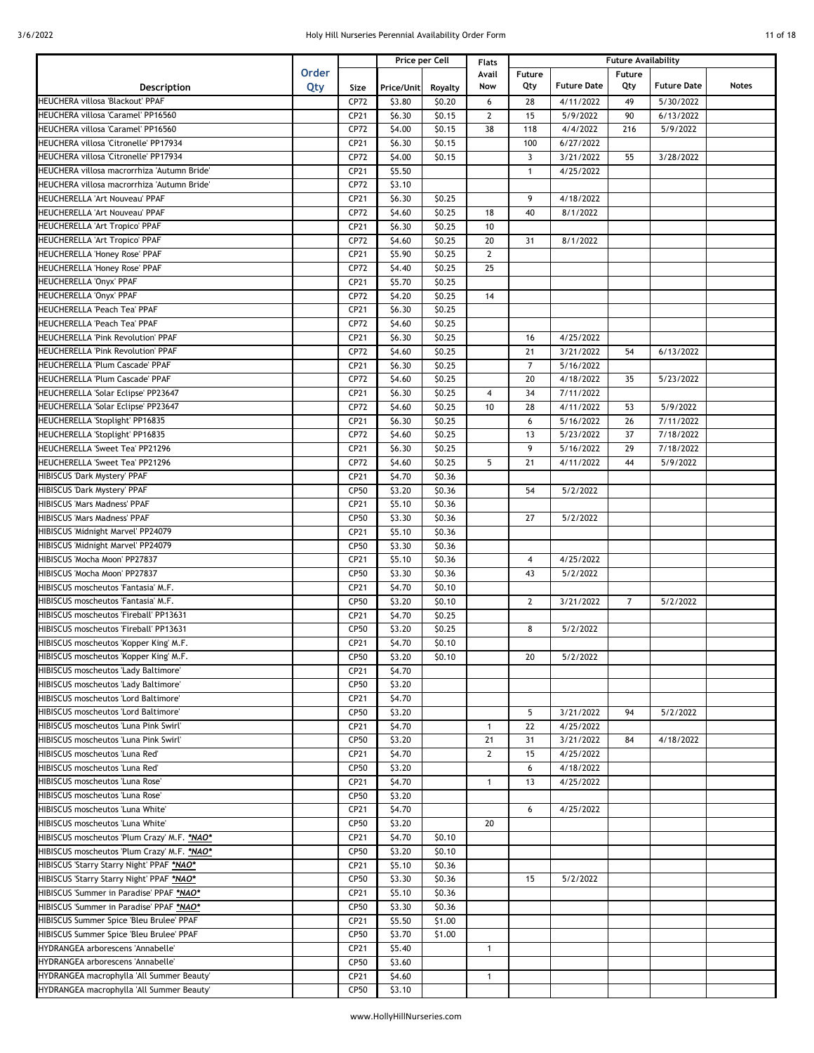| Description | Order Qty | Size | Price per Cell | | Flats Avail Now | Future Availability | | | | Notes |
|---|---|---|---|---|---|---|---|---|---|---|
| | | | Price/Unit | Royalty | | Future Qty | Future Date | Future Qty | Future Date | |
| HEUCHERA villosa 'Blackout' PPAF | | CP72 | $3.80 | $0.20 | 6 | 28 | 4/11/2022 | 49 | 5/30/2022 | |
| HEUCHERA villosa 'Caramel' PP16560 | | CP21 | $6.30 | $0.15 | 2 | 15 | 5/9/2022 | 90 | 6/13/2022 | |
| HEUCHERA villosa 'Caramel' PP16560 | | CP72 | $4.00 | $0.15 | 38 | 118 | 4/4/2022 | 216 | 5/9/2022 | |
| HEUCHERA villosa 'Citronelle' PP17934 | | CP21 | $6.30 | $0.15 | | 100 | 6/27/2022 | | | |
| HEUCHERA villosa 'Citronelle' PP17934 | | CP72 | $4.00 | $0.15 | | 3 | 3/21/2022 | 55 | 3/28/2022 | |
| HEUCHERA villosa macrorrhiza 'Autumn Bride' | | CP21 | $5.50 | | | 1 | 4/25/2022 | | | |
| HEUCHERA villosa macrorrhiza 'Autumn Bride' | | CP72 | $3.10 | | | | | | | |
| HEUCHERELLA 'Art Nouveau' PPAF | | CP21 | $6.30 | $0.25 | | 9 | 4/18/2022 | | | |
| HEUCHERELLA 'Art Nouveau' PPAF | | CP72 | $4.60 | $0.25 | 18 | 40 | 8/1/2022 | | | |
| HEUCHERELLA 'Art Tropico' PPAF | | CP21 | $6.30 | $0.25 | 10 | | | | | |
| HEUCHERELLA 'Art Tropico' PPAF | | CP72 | $4.60 | $0.25 | 20 | 31 | 8/1/2022 | | | |
| HEUCHERELLA 'Honey Rose' PPAF | | CP21 | $5.90 | $0.25 | 2 | | | | | |
| HEUCHERELLA 'Honey Rose' PPAF | | CP72 | $4.40 | $0.25 | 25 | | | | | |
| HEUCHERELLA 'Onyx' PPAF | | CP21 | $5.70 | $0.25 | | | | | | |
| HEUCHERELLA 'Onyx' PPAF | | CP72 | $4.20 | $0.25 | 14 | | | | | |
| HEUCHERELLA 'Peach Tea' PPAF | | CP21 | $6.30 | $0.25 | | | | | | |
| HEUCHERELLA 'Peach Tea' PPAF | | CP72 | $4.60 | $0.25 | | | | | | |
| HEUCHERELLA 'Pink Revolution' PPAF | | CP21 | $6.30 | $0.25 | | 16 | 4/25/2022 | | | |
| HEUCHERELLA 'Pink Revolution' PPAF | | CP72 | $4.60 | $0.25 | | 21 | 3/21/2022 | 54 | 6/13/2022 | |
| HEUCHERELLA 'Plum Cascade' PPAF | | CP21 | $6.30 | $0.25 | | 7 | 5/16/2022 | | | |
| HEUCHERELLA 'Plum Cascade' PPAF | | CP72 | $4.60 | $0.25 | | 20 | 4/18/2022 | 35 | 5/23/2022 | |
| HEUCHERELLA 'Solar Eclipse' PP23647 | | CP21 | $6.30 | $0.25 | 4 | 34 | 7/11/2022 | | | |
| HEUCHERELLA 'Solar Eclipse' PP23647 | | CP72 | $4.60 | $0.25 | 10 | 28 | 4/11/2022 | 53 | 5/9/2022 | |
| HEUCHERELLA 'Stoplight' PP16835 | | CP21 | $6.30 | $0.25 | | 6 | 5/16/2022 | 26 | 7/11/2022 | |
| HEUCHERELLA 'Stoplight' PP16835 | | CP72 | $4.60 | $0.25 | | 13 | 5/23/2022 | 37 | 7/18/2022 | |
| HEUCHERELLA 'Sweet Tea' PP21296 | | CP21 | $6.30 | $0.25 | | 9 | 5/16/2022 | 29 | 7/18/2022 | |
| HEUCHERELLA 'Sweet Tea' PP21296 | | CP72 | $4.60 | $0.25 | 5 | 21 | 4/11/2022 | 44 | 5/9/2022 | |
| HIBISCUS 'Dark Mystery' PPAF | | CP21 | $4.70 | $0.36 | | | | | | |
| HIBISCUS 'Dark Mystery' PPAF | | CP50 | $3.20 | $0.36 | | 54 | 5/2/2022 | | | |
| HIBISCUS 'Mars Madness' PPAF | | CP21 | $5.10 | $0.36 | | | | | | |
| HIBISCUS 'Mars Madness' PPAF | | CP50 | $3.30 | $0.36 | | 27 | 5/2/2022 | | | |
| HIBISCUS 'Midnight Marvel' PP24079 | | CP21 | $5.10 | $0.36 | | | | | | |
| HIBISCUS 'Midnight Marvel' PP24079 | | CP50 | $3.30 | $0.36 | | | | | | |
| HIBISCUS 'Mocha Moon' PP27837 | | CP21 | $5.10 | $0.36 | | 4 | 4/25/2022 | | | |
| HIBISCUS 'Mocha Moon' PP27837 | | CP50 | $3.30 | $0.36 | | 43 | 5/2/2022 | | | |
| HIBISCUS moscheutos 'Fantasia' M.F. | | CP21 | $4.70 | $0.10 | | | | | | |
| HIBISCUS moscheutos 'Fantasia' M.F. | | CP50 | $3.20 | $0.10 | | 2 | 3/21/2022 | 7 | 5/2/2022 | |
| HIBISCUS moscheutos 'Fireball' PP13631 | | CP21 | $4.70 | $0.25 | | | | | | |
| HIBISCUS moscheutos 'Fireball' PP13631 | | CP50 | $3.20 | $0.25 | | 8 | 5/2/2022 | | | |
| HIBISCUS moscheutos 'Kopper King' M.F. | | CP21 | $4.70 | $0.10 | | | | | | |
| HIBISCUS moscheutos 'Kopper King' M.F. | | CP50 | $3.20 | $0.10 | | 20 | 5/2/2022 | | | |
| HIBISCUS moscheutos 'Lady Baltimore' | | CP21 | $4.70 | | | | | | | |
| HIBISCUS moscheutos 'Lady Baltimore' | | CP50 | $3.20 | | | | | | | |
| HIBISCUS moscheutos 'Lord Baltimore' | | CP21 | $4.70 | | | | | | | |
| HIBISCUS moscheutos 'Lord Baltimore' | | CP50 | $3.20 | | | 5 | 3/21/2022 | 94 | 5/2/2022 | |
| HIBISCUS moscheutos 'Luna Pink Swirl' | | CP21 | $4.70 | | 1 | 22 | 4/25/2022 | | | |
| HIBISCUS moscheutos 'Luna Pink Swirl' | | CP50 | $3.20 | | 21 | 31 | 3/21/2022 | 84 | 4/18/2022 | |
| HIBISCUS moscheutos 'Luna Red' | | CP21 | $4.70 | | 2 | 15 | 4/25/2022 | | | |
| HIBISCUS moscheutos 'Luna Red' | | CP50 | $3.20 | | | 6 | 4/18/2022 | | | |
| HIBISCUS moscheutos 'Luna Rose' | | CP21 | $4.70 | | 1 | 13 | 4/25/2022 | | | |
| HIBISCUS moscheutos 'Luna Rose' | | CP50 | $3.20 | | | | | | | |
| HIBISCUS moscheutos 'Luna White' | | CP21 | $4.70 | | | 6 | 4/25/2022 | | | |
| HIBISCUS moscheutos 'Luna White' | | CP50 | $3.20 | | 20 | | | | | |
| HIBISCUS moscheutos 'Plum Crazy' M.F. ***NAO*** | | CP21 | $4.70 | $0.10 | | | | | | |
| HIBISCUS moscheutos 'Plum Crazy' M.F. ***NAO*** | | CP50 | $3.20 | $0.10 | | | | | | |
| HIBISCUS 'Starry Starry Night' PPAF ***NAO*** | | CP21 | $5.10 | $0.36 | | | | | | |
| HIBISCUS 'Starry Starry Night' PPAF ***NAO*** | | CP50 | $3.30 | $0.36 | | 15 | 5/2/2022 | | | |
| HIBISCUS 'Summer in Paradise' PPAF ***NAO*** | | CP21 | $5.10 | $0.36 | | | | | | |
| HIBISCUS 'Summer in Paradise' PPAF ***NAO*** | | CP50 | $3.30 | $0.36 | | | | | | |
| HIBISCUS Summer Spice 'Bleu Brulee' PPAF | | CP21 | $5.50 | $1.00 | | | | | | |
| HIBISCUS Summer Spice 'Bleu Brulee' PPAF | | CP50 | $3.70 | $1.00 | | | | | | |
| HYDRANGEA arborescens 'Annabelle' | | CP21 | $5.40 | | 1 | | | | | |
| HYDRANGEA arborescens 'Annabelle' | | CP50 | $3.60 | | | | | | | |
| HYDRANGEA macrophylla 'All Summer Beauty' | | CP21 | $4.60 | | 1 | | | | | |
| HYDRANGEA macrophylla 'All Summer Beauty' | | CP50 | $3.10 | | | | | | | |

www.HollyHillNurseries.com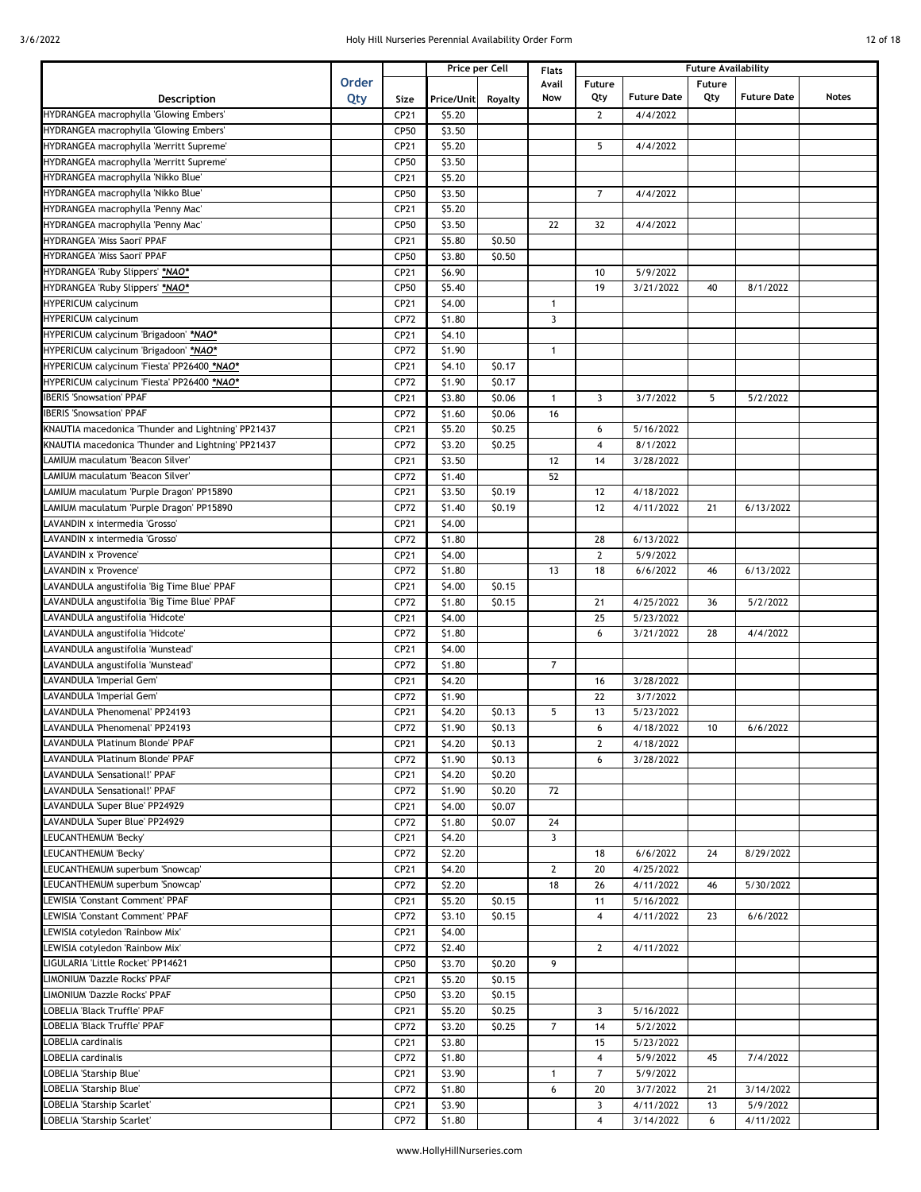| Description | Order Qty | Size | Price per Cell | | Flats | Future Availability | | | | |
|---|---|---|---|---|---|---|---|---|---|---|
| | | | Price/Unit | Royalty | Avail Now | Future Qty | Future Date | Future Qty | Future Date | Notes |
| HYDRANGEA macrophylla 'Glowing Embers' | | CP21 | $5.20 | | | 2 | 4/4/2022 | | | |
| HYDRANGEA macrophylla 'Glowing Embers' | | CP50 | $3.50 | | | | | | | |
| HYDRANGEA macrophylla 'Merritt Supreme' | | CP21 | $5.20 | | | 5 | 4/4/2022 | | | |
| HYDRANGEA macrophylla 'Merritt Supreme' | | CP50 | $3.50 | | | | | | | |
| HYDRANGEA macrophylla 'Nikko Blue' | | CP21 | $5.20 | | | | | | | |
| HYDRANGEA macrophylla 'Nikko Blue' | | CP50 | $3.50 | | | 7 | 4/4/2022 | | | |
| HYDRANGEA macrophylla 'Penny Mac' | | CP21 | $5.20 | | | | | | | |
| HYDRANGEA macrophylla 'Penny Mac' | | CP50 | $3.50 | | 22 | 32 | 4/4/2022 | | | |
| HYDRANGEA 'Miss Saori' PPAF | | CP21 | $5.80 | $0.50 | | | | | | |
| HYDRANGEA 'Miss Saori' PPAF | | CP50 | $3.80 | $0.50 | | | | | | |
| HYDRANGEA 'Ruby Slippers' *NAO* | | CP21 | $6.90 | | | 10 | 5/9/2022 | | | |
| HYDRANGEA 'Ruby Slippers' *NAO* | | CP50 | $5.40 | | | 19 | 3/21/2022 | 40 | 8/1/2022 | |
| HYPERICUM calycinum | | CP21 | $4.00 | | 1 | | | | | |
| HYPERICUM calycinum | | CP72 | $1.80 | | 3 | | | | | |
| HYPERICUM calycinum 'Brigadoon' *NAO* | | CP21 | $4.10 | | | | | | | |
| HYPERICUM calycinum 'Brigadoon' *NAO* | | CP72 | $1.90 | | 1 | | | | | |
| HYPERICUM calycinum 'Fiesta' PP26400 *NAO* | | CP21 | $4.10 | $0.17 | | | | | | |
| HYPERICUM calycinum 'Fiesta' PP26400 *NAO* | | CP72 | $1.90 | $0.17 | | | | | | |
| IBERIS 'Snowsation' PPAF | | CP21 | $3.80 | $0.06 | 1 | 3 | 3/7/2022 | 5 | 5/2/2022 | |
| IBERIS 'Snowsation' PPAF | | CP72 | $1.60 | $0.06 | 16 | | | | | |
| KNAUTIA macedonica 'Thunder and Lightning' PP21437 | | CP21 | $5.20 | $0.25 | | 6 | 5/16/2022 | | | |
| KNAUTIA macedonica 'Thunder and Lightning' PP21437 | | CP72 | $3.20 | $0.25 | | 4 | 8/1/2022 | | | |
| LAMIUM maculatum 'Beacon Silver' | | CP21 | $3.50 | | 12 | 14 | 3/28/2022 | | | |
| LAMIUM maculatum 'Beacon Silver' | | CP72 | $1.40 | | 52 | | | | | |
| LAMIUM maculatum 'Purple Dragon' PP15890 | | CP21 | $3.50 | $0.19 | | 12 | 4/18/2022 | | | |
| LAMIUM maculatum 'Purple Dragon' PP15890 | | CP72 | $1.40 | $0.19 | | 12 | 4/11/2022 | 21 | 6/13/2022 | |
| LAVANDIN x intermedia 'Grosso' | | CP21 | $4.00 | | | | | | | |
| LAVANDIN x intermedia 'Grosso' | | CP72 | $1.80 | | | 28 | 6/13/2022 | | | |
| LAVANDIN x 'Provence' | | CP21 | $4.00 | | | 2 | 5/9/2022 | | | |
| LAVANDIN x 'Provence' | | CP72 | $1.80 | | 13 | 18 | 6/6/2022 | 46 | 6/13/2022 | |
| LAVANDULA angustifolia 'Big Time Blue' PPAF | | CP21 | $4.00 | $0.15 | | | | | | |
| LAVANDULA angustifolia 'Big Time Blue' PPAF | | CP72 | $1.80 | $0.15 | | 21 | 4/25/2022 | 36 | 5/2/2022 | |
| LAVANDULA angustifolia 'Hidcote' | | CP21 | $4.00 | | | 25 | 5/23/2022 | | | |
| LAVANDULA angustifolia 'Hidcote' | | CP72 | $1.80 | | | 6 | 3/21/2022 | 28 | 4/4/2022 | |
| LAVANDULA angustifolia 'Munstead' | | CP21 | $4.00 | | | | | | | |
| LAVANDULA angustifolia 'Munstead' | | CP72 | $1.80 | | 7 | | | | | |
| LAVANDULA 'Imperial Gem' | | CP21 | $4.20 | | | 16 | 3/28/2022 | | | |
| LAVANDULA 'Imperial Gem' | | CP72 | $1.90 | | | 22 | 3/7/2022 | | | |
| LAVANDULA 'Phenomenal' PP24193 | | CP21 | $4.20 | $0.13 | 5 | 13 | 5/23/2022 | | | |
| LAVANDULA 'Phenomenal' PP24193 | | CP72 | $1.90 | $0.13 | | 6 | 4/18/2022 | 10 | 6/6/2022 | |
| LAVANDULA 'Platinum Blonde' PPAF | | CP21 | $4.20 | $0.13 | | 2 | 4/18/2022 | | | |
| LAVANDULA 'Platinum Blonde' PPAF | | CP72 | $1.90 | $0.13 | | 6 | 3/28/2022 | | | |
| LAVANDULA 'Sensational!' PPAF | | CP21 | $4.20 | $0.20 | | | | | | |
| LAVANDULA 'Sensational!' PPAF | | CP72 | $1.90 | $0.20 | 72 | | | | | |
| LAVANDULA 'Super Blue' PP24929 | | CP21 | $4.00 | $0.07 | | | | | | |
| LAVANDULA 'Super Blue' PP24929 | | CP72 | $1.80 | $0.07 | 24 | | | | | |
| LEUCANTHEMUM 'Becky' | | CP21 | $4.20 | | 3 | | | | | |
| LEUCANTHEMUM 'Becky' | | CP72 | $2.20 | | | 18 | 6/6/2022 | 24 | 8/29/2022 | |
| LEUCANTHEMUM superbum 'Snowcap' | | CP21 | $4.20 | | 2 | 20 | 4/25/2022 | | | |
| LEUCANTHEMUM superbum 'Snowcap' | | CP72 | $2.20 | | 18 | 26 | 4/11/2022 | 46 | 5/30/2022 | |
| LEWISIA 'Constant Comment' PPAF | | CP21 | $5.20 | $0.15 | | 11 | 5/16/2022 | | | |
| LEWISIA 'Constant Comment' PPAF | | CP72 | $3.10 | $0.15 | | 4 | 4/11/2022 | 23 | 6/6/2022 | |
| LEWISIA cotyledon 'Rainbow Mix' | | CP21 | $4.00 | | | | | | | |
| LEWISIA cotyledon 'Rainbow Mix' | | CP72 | $2.40 | | | 2 | 4/11/2022 | | | |
| LIGULARIA 'Little Rocket' PP14621 | | CP50 | $3.70 | $0.20 | 9 | | | | | |
| LIMONIUM 'Dazzle Rocks' PPAF | | CP21 | $5.20 | $0.15 | | | | | | |
| LIMONIUM 'Dazzle Rocks' PPAF | | CP50 | $3.20 | $0.15 | | | | | | |
| LOBELIA 'Black Truffle' PPAF | | CP21 | $5.20 | $0.25 | | 3 | 5/16/2022 | | | |
| LOBELIA 'Black Truffle' PPAF | | CP72 | $3.20 | $0.25 | 7 | 14 | 5/2/2022 | | | |
| LOBELIA cardinalis | | CP21 | $3.80 | | | 15 | 5/23/2022 | | | |
| LOBELIA cardinalis | | CP72 | $1.80 | | | 4 | 5/9/2022 | 45 | 7/4/2022 | |
| LOBELIA 'Starship Blue' | | CP21 | $3.90 | | 1 | 7 | 5/9/2022 | | | |
| LOBELIA 'Starship Blue' | | CP72 | $1.80 | | 6 | 20 | 3/7/2022 | 21 | 3/14/2022 | |
| LOBELIA 'Starship Scarlet' | | CP21 | $3.90 | | | 3 | 4/11/2022 | 13 | 5/9/2022 | |
| LOBELIA 'Starship Scarlet' | | CP72 | $1.80 | | | 4 | 3/14/2022 | 6 | 4/11/2022 | |

www.HollyHillNurseries.com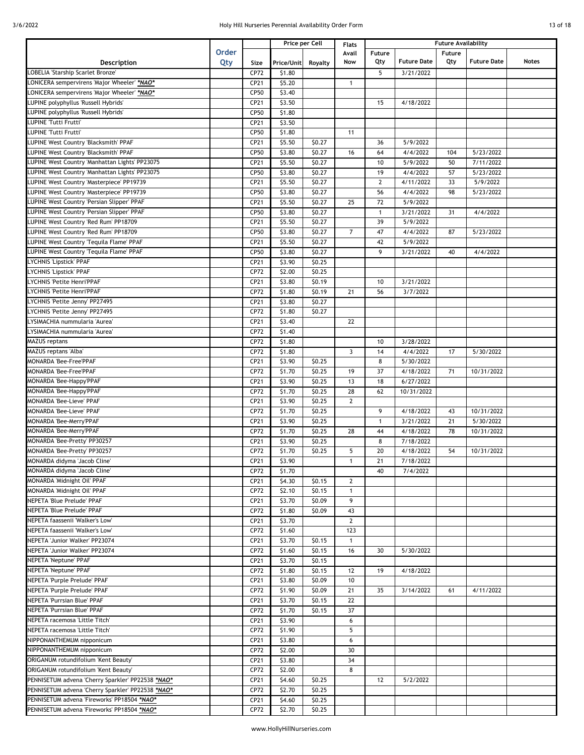| Description | Order Qty | Size | Price per Cell | | Flats Avail Now | Future Availability | | | | Notes |
|---|---|---|---|---|---|---|---|---|---|---|
| | | | Price/Unit | Royalty | | Future Qty | Future Date | Future Qty | Future Date | |
| LOBELIA 'Starship Scarlet Bronze' | | CP72 | $1.80 | | | 5 | 3/21/2022 | | | |
| LONICERA sempervirens 'Major Wheeler' ***NAO*** | | CP21 | $5.20 | | 1 | | | | | |
| LONICERA sempervirens 'Major Wheeler' ***NAO*** | | CP50 | $3.40 | | | | | | | |
| LUPINE polyphyllus 'Russell Hybrids' | | CP21 | $3.50 | | | 15 | 4/18/2022 | | | |
| LUPINE polyphyllus 'Russell Hybrids' | | CP50 | $1.80 | | | | | | | |
| LUPINE 'Tutti Frutti' | | CP21 | $3.50 | | | | | | | |
| LUPINE 'Tutti Frutti' | | CP50 | $1.80 | | 11 | | | | | |
| LUPINE West Country 'Blacksmith' PPAF | | CP21 | $5.50 | $0.27 | | 36 | 5/9/2022 | | | |
| LUPINE West Country 'Blacksmith' PPAF | | CP50 | $3.80 | $0.27 | 16 | 64 | 4/4/2022 | 104 | 5/23/2022 | |
| LUPINE West Country 'Manhattan Lights' PP23075 | | CP21 | $5.50 | $0.27 | | 10 | 5/9/2022 | 50 | 7/11/2022 | |
| LUPINE West Country 'Manhattan Lights' PP23075 | | CP50 | $3.80 | $0.27 | | 19 | 4/4/2022 | 57 | 5/23/2022 | |
| LUPINE West Country 'Masterpiece' PP19739 | | CP21 | $5.50 | $0.27 | | 2 | 4/11/2022 | 33 | 5/9/2022 | |
| LUPINE West Country 'Masterpiece' PP19739 | | CP50 | $3.80 | $0.27 | | 56 | 4/4/2022 | 98 | 5/23/2022 | |
| LUPINE West Country 'Persian Slipper' PPAF | | CP21 | $5.50 | $0.27 | 25 | 72 | 5/9/2022 | | | |
| LUPINE West Country 'Persian Slipper' PPAF | | CP50 | $3.80 | $0.27 | | 1 | 3/21/2022 | 31 | 4/4/2022 | |
| LUPINE West Country 'Red Rum' PP18709 | | CP21 | $5.50 | $0.27 | | 39 | 5/9/2022 | | | |
| LUPINE West Country 'Red Rum' PP18709 | | CP50 | $3.80 | $0.27 | 7 | 47 | 4/4/2022 | 87 | 5/23/2022 | |
| LUPINE West Country 'Tequila Flame' PPAF | | CP21 | $5.50 | $0.27 | | 42 | 5/9/2022 | | | |
| LUPINE West Country 'Tequila Flame' PPAF | | CP50 | $3.80 | $0.27 | | 9 | 3/21/2022 | 40 | 4/4/2022 | |
| LYCHNIS 'Lipstick' PPAF | | CP21 | $3.90 | $0.25 | | | | | | |
| LYCHNIS 'Lipstick' PPAF | | CP72 | $2.00 | $0.25 | | | | | | |
| LYCHNIS 'Petite Henri'PPAF | | CP21 | $3.80 | $0.19 | | 10 | 3/21/2022 | | | |
| LYCHNIS 'Petite Henri'PPAF | | CP72 | $1.80 | $0.19 | 21 | 56 | 3/7/2022 | | | |
| LYCHNIS 'Petite Jenny' PP27495 | | CP21 | $3.80 | $0.27 | | | | | | |
| LYCHNIS 'Petite Jenny' PP27495 | | CP72 | $1.80 | $0.27 | | | | | | |
| LYSIMACHIA nummularia 'Aurea' | | CP21 | $3.40 | | 22 | | | | | |
| LYSIMACHIA nummularia 'Aurea' | | CP72 | $1.40 | | | | | | | |
| MAZUS reptans | | CP72 | $1.80 | | | 10 | 3/28/2022 | | | |
| MAZUS reptans 'Alba' | | CP72 | $1.80 | | 3 | 14 | 4/4/2022 | 17 | 5/30/2022 | |
| MONARDA 'Bee-Free'PPAF | | CP21 | $3.90 | $0.25 | | 8 | 5/30/2022 | | | |
| MONARDA 'Bee-Free'PPAF | | CP72 | $1.70 | $0.25 | 19 | 37 | 4/18/2022 | 71 | 10/31/2022 | |
| MONARDA 'Bee-Happy'PPAF | | CP21 | $3.90 | $0.25 | 13 | 18 | 6/27/2022 | | | |
| MONARDA 'Bee-Happy'PPAF | | CP72 | $1.70 | $0.25 | 28 | 62 | 10/31/2022 | | | |
| MONARDA 'Bee-Lieve' PPAF | | CP21 | $3.90 | $0.25 | 2 | | | | | |
| MONARDA 'Bee-Lieve' PPAF | | CP72 | $1.70 | $0.25 | | 9 | 4/18/2022 | 43 | 10/31/2022 | |
| MONARDA 'Bee-Merry'PPAF | | CP21 | $3.90 | $0.25 | | 1 | 3/21/2022 | 21 | 5/30/2022 | |
| MONARDA 'Bee-Merry'PPAF | | CP72 | $1.70 | $0.25 | 28 | 44 | 4/18/2022 | 78 | 10/31/2022 | |
| MONARDA 'Bee-Pretty' PP30257 | | CP21 | $3.90 | $0.25 | | 8 | 7/18/2022 | | | |
| MONARDA 'Bee-Pretty' PP30257 | | CP72 | $1.70 | $0.25 | 5 | 20 | 4/18/2022 | 54 | 10/31/2022 | |
| MONARDA didyma 'Jacob Cline' | | CP21 | $3.90 | | 1 | 21 | 7/18/2022 | | | |
| MONARDA didyma 'Jacob Cline' | | CP72 | $1.70 | | | 40 | 7/4/2022 | | | |
| MONARDA 'Midnight Oil' PPAF | | CP21 | $4.30 | $0.15 | 2 | | | | | |
| MONARDA 'Midnight Oil' PPAF | | CP72 | $2.10 | $0.15 | 1 | | | | | |
| NEPETA 'Blue Prelude' PPAF | | CP21 | $3.70 | $0.09 | 9 | | | | | |
| NEPETA 'Blue Prelude' PPAF | | CP72 | $1.80 | $0.09 | 43 | | | | | |
| NEPETA faassenii 'Walker's Low' | | CP21 | $3.70 | | 2 | | | | | |
| NEPETA faassenii 'Walker's Low' | | CP72 | $1.60 | | 123 | | | | | |
| NEPETA 'Junior Walker' PP23074 | | CP21 | $3.70 | $0.15 | 1 | | | | | |
| NEPETA 'Junior Walker' PP23074 | | CP72 | $1.60 | $0.15 | 16 | 30 | 5/30/2022 | | | |
| NEPETA 'Neptune' PPAF | | CP21 | $3.70 | $0.15 | | | | | | |
| NEPETA 'Neptune' PPAF | | CP72 | $1.80 | $0.15 | 12 | 19 | 4/18/2022 | | | |
| NEPETA 'Purple Prelude' PPAF | | CP21 | $3.80 | $0.09 | 10 | | | | | |
| NEPETA 'Purple Prelude' PPAF | | CP72 | $1.90 | $0.09 | 21 | 35 | 3/14/2022 | 61 | 4/11/2022 | |
| NEPETA 'Purrsian Blue' PPAF | | CP21 | $3.70 | $0.15 | 22 | | | | | |
| NEPETA 'Purrsian Blue' PPAF | | CP72 | $1.70 | $0.15 | 37 | | | | | |
| NEPETA racemosa 'Little Titch' | | CP21 | $3.90 | | 6 | | | | | |
| NEPETA racemosa 'Little Titch' | | CP72 | $1.90 | | 5 | | | | | |
| NIPPONANTHEMUM nipponicum | | CP21 | $3.80 | | 6 | | | | | |
| NIPPONANTHEMUM nipponicum | | CP72 | $2.00 | | 30 | | | | | |
| ORIGANUM rotundifolium 'Kent Beauty' | | CP21 | $3.80 | | 34 | | | | | |
| ORIGANUM rotundifolium 'Kent Beauty' | | CP72 | $2.00 | | 8 | | | | | |
| PENNISETUM advena 'Cherry Sparkler' PP22538 ***NAO*** | | CP21 | $4.60 | $0.25 | | 12 | 5/2/2022 | | | |
| PENNISETUM advena 'Cherry Sparkler' PP22538 ***NAO*** | | CP72 | $2.70 | $0.25 | | | | | | |
| PENNISETUM advena 'Fireworks' PP18504 ***NAO*** | | CP21 | $4.60 | $0.25 | | | | | | |
| PENNISETUM advena 'Fireworks' PP18504 ***NAO*** | | CP72 | $2.70 | $0.25 | | | | | | |

www.HollyHillNurseries.com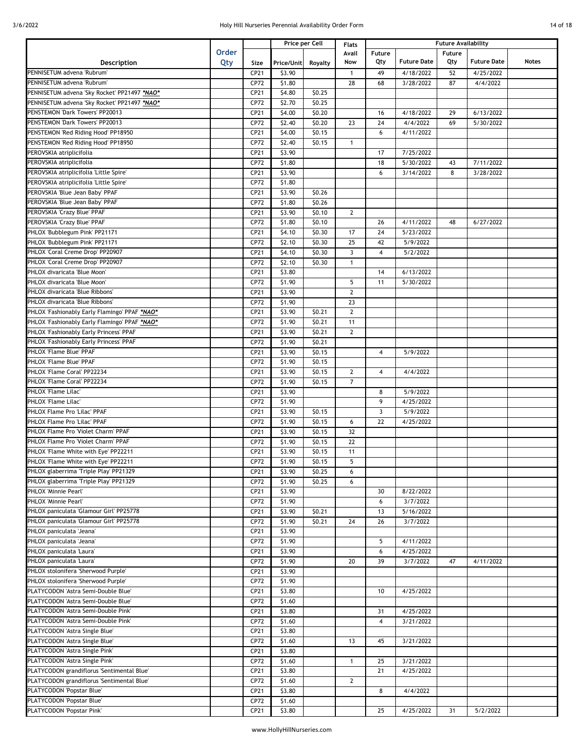| Description | Order Qty | Size | Price per Cell | | Flats Avail Now | Future Availability | | | | Notes |
|---|---|---|---|---|---|---|---|---|---|---|
| | | | Price/Unit | Royalty | | Future Qty | Future Date | Future Qty | Future Date | |
| PENNISETUM advena 'Rubrum' | | CP21 | $3.90 | | 1 | 49 | 4/18/2022 | 52 | 4/25/2022 | |
| PENNISETUM advena 'Rubrum' | | CP72 | $1.80 | | 28 | 68 | 3/28/2022 | 87 | 4/4/2022 | |
| PENNISETUM advena 'Sky Rocket' PP21497 *NAO* | | CP21 | $4.80 | $0.25 | | | | | | |
| PENNISETUM advena 'Sky Rocket' PP21497 *NAO* | | CP72 | $2.70 | $0.25 | | | | | | |
| PENSTEMON 'Dark Towers' PP20013 | | CP21 | $4.00 | $0.20 | | 16 | 4/18/2022 | 29 | 6/13/2022 | |
| PENSTEMON 'Dark Towers' PP20013 | | CP72 | $2.40 | $0.20 | 23 | 24 | 4/4/2022 | 69 | 5/30/2022 | |
| PENSTEMON 'Red Riding Hood' PP18950 | | CP21 | $4.00 | $0.15 | | 6 | 4/11/2022 | | | |
| PENSTEMON 'Red Riding Hood' PP18950 | | CP72 | $2.40 | $0.15 | 1 | | | | | |
| PEROVSKIA atriplicifolia | | CP21 | $3.90 | | | 17 | 7/25/2022 | | | |
| PEROVSKIA atriplicifolia | | CP72 | $1.80 | | | 18 | 5/30/2022 | 43 | 7/11/2022 | |
| PEROVSKIA atriplicifolia 'Little Spire' | | CP21 | $3.90 | | | 6 | 3/14/2022 | 8 | 3/28/2022 | |
| PEROVSKIA atriplicifolia 'Little Spire' | | CP72 | $1.80 | | | | | | | |
| PEROVSKIA 'Blue Jean Baby' PPAF | | CP21 | $3.90 | $0.26 | | | | | | |
| PEROVSKIA 'Blue Jean Baby' PPAF | | CP72 | $1.80 | $0.26 | | | | | | |
| PEROVSKIA 'Crazy Blue' PPAF | | CP21 | $3.90 | $0.10 | 2 | | | | | |
| PEROVSKIA 'Crazy Blue' PPAF | | CP72 | $1.80 | $0.10 | | 26 | 4/11/2022 | 48 | 6/27/2022 | |
| PHLOX 'Bubblegum Pink' PP21171 | | CP21 | $4.10 | $0.30 | 17 | 24 | 5/23/2022 | | | |
| PHLOX 'Bubblegum Pink' PP21171 | | CP72 | $2.10 | $0.30 | 25 | 42 | 5/9/2022 | | | |
| PHLOX 'Coral Creme Drop' PP20907 | | CP21 | $4.10 | $0.30 | 3 | 4 | 5/2/2022 | | | |
| PHLOX 'Coral Creme Drop' PP20907 | | CP72 | $2.10 | $0.30 | 1 | | | | | |
| PHLOX divaricata 'Blue Moon' | | CP21 | $3.80 | | | 14 | 6/13/2022 | | | |
| PHLOX divaricata 'Blue Moon' | | CP72 | $1.90 | | 5 | 11 | 5/30/2022 | | | |
| PHLOX divaricata 'Blue Ribbons' | | CP21 | $3.90 | | 2 | | | | | |
| PHLOX divaricata 'Blue Ribbons' | | CP72 | $1.90 | | 23 | | | | | |
| PHLOX 'Fashionably Early Flamingo' PPAF *NAO* | | CP21 | $3.90 | $0.21 | 2 | | | | | |
| PHLOX 'Fashionably Early Flamingo' PPAF *NAO* | | CP72 | $1.90 | $0.21 | 11 | | | | | |
| PHLOX 'Fashionably Early Princess' PPAF | | CP21 | $3.90 | $0.21 | 2 | | | | | |
| PHLOX 'Fashionably Early Princess' PPAF | | CP72 | $1.90 | $0.21 | | | | | | |
| PHLOX 'Flame Blue' PPAF | | CP21 | $3.90 | $0.15 | | 4 | 5/9/2022 | | | |
| PHLOX 'Flame Blue' PPAF | | CP72 | $1.90 | $0.15 | | | | | | |
| PHLOX 'Flame Coral' PP22234 | | CP21 | $3.90 | $0.15 | 2 | 4 | 4/4/2022 | | | |
| PHLOX 'Flame Coral' PP22234 | | CP72 | $1.90 | $0.15 | 7 | | | | | |
| PHLOX 'Flame Lilac' | | CP21 | $3.90 | | | 8 | 5/9/2022 | | | |
| PHLOX 'Flame Lilac' | | CP72 | $1.90 | | | 9 | 4/25/2022 | | | |
| PHLOX Flame Pro 'Lilac' PPAF | | CP21 | $3.90 | $0.15 | | 3 | 5/9/2022 | | | |
| PHLOX Flame Pro 'Lilac' PPAF | | CP72 | $1.90 | $0.15 | 6 | 22 | 4/25/2022 | | | |
| PHLOX Flame Pro 'Violet Charm' PPAF | | CP21 | $3.90 | $0.15 | 32 | | | | | |
| PHLOX Flame Pro 'Violet Charm' PPAF | | CP72 | $1.90 | $0.15 | 22 | | | | | |
| PHLOX 'Flame White with Eye' PP22211 | | CP21 | $3.90 | $0.15 | 11 | | | | | |
| PHLOX 'Flame White with Eye' PP22211 | | CP72 | $1.90 | $0.15 | 5 | | | | | |
| PHLOX glaberrima 'Triple Play' PP21329 | | CP21 | $3.90 | $0.25 | 6 | | | | | |
| PHLOX glaberrima 'Triple Play' PP21329 | | CP72 | $1.90 | $0.25 | 6 | | | | | |
| PHLOX 'Minnie Pearl' | | CP21 | $3.90 | | | 30 | 8/22/2022 | | | |
| PHLOX 'Minnie Pearl' | | CP72 | $1.90 | | | 6 | 3/7/2022 | | | |
| PHLOX paniculata 'Glamour Girl' PP25778 | | CP21 | $3.90 | $0.21 | | 13 | 5/16/2022 | | | |
| PHLOX paniculata 'Glamour Girl' PP25778 | | CP72 | $1.90 | $0.21 | 24 | 26 | 3/7/2022 | | | |
| PHLOX paniculata 'Jeana' | | CP21 | $3.90 | | | | | | | |
| PHLOX paniculata 'Jeana' | | CP72 | $1.90 | | | 5 | 4/11/2022 | | | |
| PHLOX paniculata 'Laura' | | CP21 | $3.90 | | | 6 | 4/25/2022 | | | |
| PHLOX paniculata 'Laura' | | CP72 | $1.90 | | 20 | 39 | 3/7/2022 | 47 | 4/11/2022 | |
| PHLOX stolonifera 'Sherwood Purple' | | CP21 | $3.90 | | | | | | | |
| PHLOX stolonifera 'Sherwood Purple' | | CP72 | $1.90 | | | | | | | |
| PLATYCODON 'Astra Semi-Double Blue' | | CP21 | $3.80 | | | 10 | 4/25/2022 | | | |
| PLATYCODON 'Astra Semi-Double Blue' | | CP72 | $1.60 | | | | | | | |
| PLATYCODON 'Astra Semi-Double Pink' | | CP21 | $3.80 | | | 31 | 4/25/2022 | | | |
| PLATYCODON 'Astra Semi-Double Pink' | | CP72 | $1.60 | | | 4 | 3/21/2022 | | | |
| PLATYCODON 'Astra Single Blue' | | CP21 | $3.80 | | | | | | | |
| PLATYCODON 'Astra Single Blue' | | CP72 | $1.60 | | 13 | 45 | 3/21/2022 | | | |
| PLATYCODON 'Astra Single Pink' | | CP21 | $3.80 | | | | | | | |
| PLATYCODON 'Astra Single Pink' | | CP72 | $1.60 | | 1 | 25 | 3/21/2022 | | | |
| PLATYCODON grandiflorus 'Sentimental Blue' | | CP21 | $3.80 | | | 21 | 4/25/2022 | | | |
| PLATYCODON grandiflorus 'Sentimental Blue' | | CP72 | $1.60 | | 2 | | | | | |
| PLATYCODON 'Popstar Blue' | | CP21 | $3.80 | | | 8 | 4/4/2022 | | | |
| PLATYCODON 'Popstar Blue' | | CP72 | $1.60 | | | | | | | |
| PLATYCODON 'Popstar Pink' | | CP21 | $3.80 | | | 25 | 4/25/2022 | 31 | 5/2/2022 | |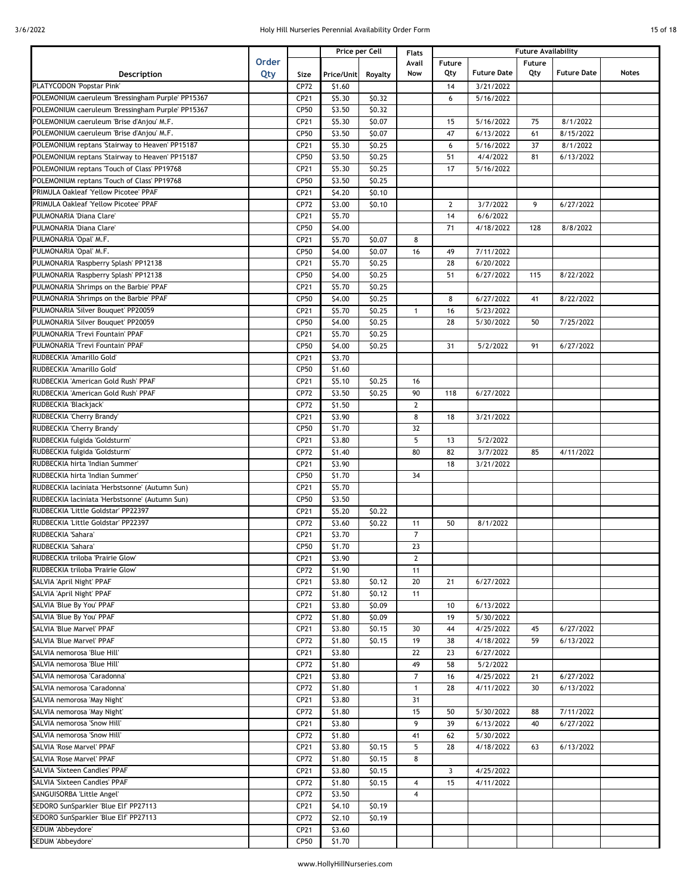| Description | Order Qty | Size | Price per Cell | | Flats Avail Now | Future Availability | | | | Notes |
|---|---|---|---|---|---|---|---|---|---|---|
| | | | Price/Unit | Royalty | | Future Qty | Future Date | Future Qty | Future Date | |
| PLATYCODON 'Popstar Pink' | | CP72 | $1.60 | | | 14 | 3/21/2022 | | | |
| POLEMONIUM caeruleum 'Bressingham Purple' PP15367 | | CP21 | $5.30 | $0.32 | | 6 | 5/16/2022 | | | |
| POLEMONIUM caeruleum 'Bressingham Purple' PP15367 | | CP50 | $3.50 | $0.32 | | | | | | |
| POLEMONIUM caeruleum 'Brise d'Anjou' M.F. | | CP21 | $5.30 | $0.07 | | 15 | 5/16/2022 | 75 | 8/1/2022 | |
| POLEMONIUM caeruleum 'Brise d'Anjou' M.F. | | CP50 | $3.50 | $0.07 | | 47 | 6/13/2022 | 61 | 8/15/2022 | |
| POLEMONIUM reptans 'Stairway to Heaven' PP15187 | | CP21 | $5.30 | $0.25 | | 6 | 5/16/2022 | 37 | 8/1/2022 | |
| POLEMONIUM reptans 'Stairway to Heaven' PP15187 | | CP50 | $3.50 | $0.25 | | 51 | 4/4/2022 | 81 | 6/13/2022 | |
| POLEMONIUM reptans 'Touch of Class' PP19768 | | CP21 | $5.30 | $0.25 | | 17 | 5/16/2022 | | | |
| POLEMONIUM reptans 'Touch of Class' PP19768 | | CP50 | $3.50 | $0.25 | | | | | | |
| PRIMULA Oakleaf 'Yellow Picotee' PPAF | | CP21 | $4.20 | $0.10 | | | | | | |
| PRIMULA Oakleaf 'Yellow Picotee' PPAF | | CP72 | $3.00 | $0.10 | | 2 | 3/7/2022 | 9 | 6/27/2022 | |
| PULMONARIA 'Diana Clare' | | CP21 | $5.70 | | | 14 | 6/6/2022 | | | |
| PULMONARIA 'Diana Clare' | | CP50 | $4.00 | | | 71 | 4/18/2022 | 128 | 8/8/2022 | |
| PULMONARIA 'Opal' M.F. | | CP21 | $5.70 | $0.07 | 8 | | | | | |
| PULMONARIA 'Opal' M.F. | | CP50 | $4.00 | $0.07 | 16 | 49 | 7/11/2022 | | | |
| PULMONARIA 'Raspberry Splash' PP12138 | | CP21 | $5.70 | $0.25 | | 28 | 6/20/2022 | | | |
| PULMONARIA 'Raspberry Splash' PP12138 | | CP50 | $4.00 | $0.25 | | 51 | 6/27/2022 | 115 | 8/22/2022 | |
| PULMONARIA 'Shrimps on the Barbie' PPAF | | CP21 | $5.70 | $0.25 | | | | | | |
| PULMONARIA 'Shrimps on the Barbie' PPAF | | CP50 | $4.00 | $0.25 | | 8 | 6/27/2022 | 41 | 8/22/2022 | |
| PULMONARIA 'Silver Bouquet' PP20059 | | CP21 | $5.70 | $0.25 | 1 | 16 | 5/23/2022 | | | |
| PULMONARIA 'Silver Bouquet' PP20059 | | CP50 | $4.00 | $0.25 | | 28 | 5/30/2022 | 50 | 7/25/2022 | |
| PULMONARIA 'Trevi Fountain' PPAF | | CP21 | $5.70 | $0.25 | | | | | | |
| PULMONARIA 'Trevi Fountain' PPAF | | CP50 | $4.00 | $0.25 | | 31 | 5/2/2022 | 91 | 6/27/2022 | |
| RUDBECKIA 'Amarillo Gold' | | CP21 | $3.70 | | | | | | | |
| RUDBECKIA 'Amarillo Gold' | | CP50 | $1.60 | | | | | | | |
| RUDBECKIA 'American Gold Rush' PPAF | | CP21 | $5.10 | $0.25 | 16 | | | | | |
| RUDBECKIA 'American Gold Rush' PPAF | | CP72 | $3.50 | $0.25 | 90 | 118 | 6/27/2022 | | | |
| RUDBECKIA 'Blackjack' | | CP72 | $1.50 | | 2 | | | | | |
| RUDBECKIA 'Cherry Brandy' | | CP21 | $3.90 | | 8 | 18 | 3/21/2022 | | | |
| RUDBECKIA 'Cherry Brandy' | | CP50 | $1.70 | | 32 | | | | | |
| RUDBECKIA fulgida 'Goldsturm' | | CP21 | $3.80 | | 5 | 13 | 5/2/2022 | | | |
| RUDBECKIA fulgida 'Goldsturm' | | CP72 | $1.40 | | 80 | 82 | 3/7/2022 | 85 | 4/11/2022 | |
| RUDBECKIA hirta 'Indian Summer' | | CP21 | $3.90 | | | 18 | 3/21/2022 | | | |
| RUDBECKIA hirta 'Indian Summer' | | CP50 | $1.70 | | 34 | | | | | |
| RUDBECKIA laciniata 'Herbstsonne' (Autumn Sun) | | CP21 | $5.70 | | | | | | | |
| RUDBECKIA laciniata 'Herbstsonne' (Autumn Sun) | | CP50 | $3.50 | | | | | | | |
| RUDBECKIA 'Little Goldstar' PP22397 | | CP21 | $5.20 | $0.22 | | | | | | |
| RUDBECKIA 'Little Goldstar' PP22397 | | CP72 | $3.60 | $0.22 | 11 | 50 | 8/1/2022 | | | |
| RUDBECKIA 'Sahara' | | CP21 | $3.70 | | 7 | | | | | |
| RUDBECKIA 'Sahara' | | CP50 | $1.70 | | 23 | | | | | |
| RUDBECKIA triloba 'Prairie Glow' | | CP21 | $3.90 | | 2 | | | | | |
| RUDBECKIA triloba 'Prairie Glow' | | CP72 | $1.90 | | 11 | | | | | |
| SALVIA 'April Night' PPAF | | CP21 | $3.80 | $0.12 | 20 | 21 | 6/27/2022 | | | |
| SALVIA 'April Night' PPAF | | CP72 | $1.80 | $0.12 | 11 | | | | | |
| SALVIA 'Blue By You' PPAF | | CP21 | $3.80 | $0.09 | | 10 | 6/13/2022 | | | |
| SALVIA 'Blue By You' PPAF | | CP72 | $1.80 | $0.09 | | 19 | 5/30/2022 | | | |
| SALVIA 'Blue Marvel' PPAF | | CP21 | $3.80 | $0.15 | 30 | 44 | 4/25/2022 | 45 | 6/27/2022 | |
| SALVIA 'Blue Marvel' PPAF | | CP72 | $1.80 | $0.15 | 19 | 38 | 4/18/2022 | 59 | 6/13/2022 | |
| SALVIA nemorosa 'Blue Hill' | | CP21 | $3.80 | | 22 | 23 | 6/27/2022 | | | |
| SALVIA nemorosa 'Blue Hill' | | CP72 | $1.80 | | 49 | 58 | 5/2/2022 | | | |
| SALVIA nemorosa 'Caradonna' | | CP21 | $3.80 | | 7 | 16 | 4/25/2022 | 21 | 6/27/2022 | |
| SALVIA nemorosa 'Caradonna' | | CP72 | $1.80 | | 1 | 28 | 4/11/2022 | 30 | 6/13/2022 | |
| SALVIA nemorosa 'May Night' | | CP21 | $3.80 | | 31 | | | | | |
| SALVIA nemorosa 'May Night' | | CP72 | $1.80 | | 15 | 50 | 5/30/2022 | 88 | 7/11/2022 | |
| SALVIA nemorosa 'Snow Hill' | | CP21 | $3.80 | | 9 | 39 | 6/13/2022 | 40 | 6/27/2022 | |
| SALVIA nemorosa 'Snow Hill' | | CP72 | $1.80 | | 41 | 62 | 5/30/2022 | | | |
| SALVIA 'Rose Marvel' PPAF | | CP21 | $3.80 | $0.15 | 5 | 28 | 4/18/2022 | 63 | 6/13/2022 | |
| SALVIA 'Rose Marvel' PPAF | | CP72 | $1.80 | $0.15 | 8 | | | | | |
| SALVIA 'Sixteen Candles' PPAF | | CP21 | $3.80 | $0.15 | | 3 | 4/25/2022 | | | |
| SALVIA 'Sixteen Candles' PPAF | | CP72 | $1.80 | $0.15 | 4 | 15 | 4/11/2022 | | | |
| SANGUISORBA 'Little Angel' | | CP72 | $3.50 | | 4 | | | | | |
| SEDORO SunSparkler 'Blue Elf' PP27113 | | CP21 | $4.10 | $0.19 | | | | | | |
| SEDORO SunSparkler 'Blue Elf' PP27113 | | CP72 | $2.10 | $0.19 | | | | | | |
| SEDUM 'Abbeydore' | | CP21 | $3.60 | | | | | | | |
| SEDUM 'Abbeydore' | | CP50 | $1.70 | | | | | | | |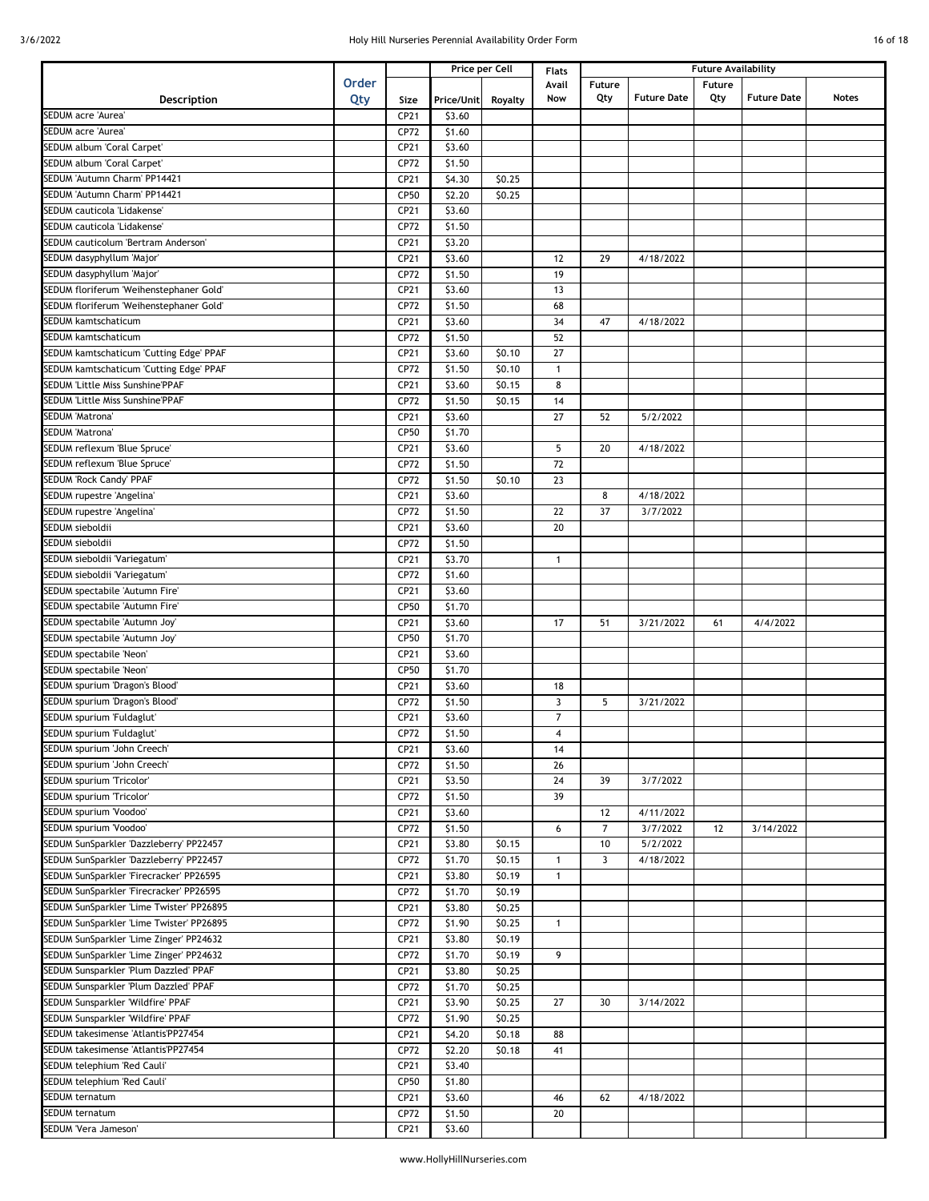| Description | Order Qty | Size | Price per Cell | | Flats Avail Now | Future Availability | | | | Notes |
|---|---|---|---|---|---|---|---|---|---|---|
| | | | Price/Unit | Royalty | | Future Qty | Future Date | Future Qty | Future Date | |
| SEDUM acre 'Aurea' | | CP21 | $3.60 | | | | | | | |
| SEDUM acre 'Aurea' | | CP72 | $1.60 | | | | | | | |
| SEDUM album 'Coral Carpet' | | CP21 | $3.60 | | | | | | | |
| SEDUM album 'Coral Carpet' | | CP72 | $1.50 | | | | | | | |
| SEDUM 'Autumn Charm' PP14421 | | CP21 | $4.30 | $0.25 | | | | | | |
| SEDUM 'Autumn Charm' PP14421 | | CP50 | $2.20 | $0.25 | | | | | | |
| SEDUM cauticola 'Lidakense' | | CP21 | $3.60 | | | | | | | |
| SEDUM cauticola 'Lidakense' | | CP72 | $1.50 | | | | | | | |
| SEDUM cauticolum 'Bertram Anderson' | | CP21 | $3.20 | | | | | | | |
| SEDUM dasyphyllum 'Major' | | CP21 | $3.60 | | 12 | 29 | 4/18/2022 | | | |
| SEDUM dasyphyllum 'Major' | | CP72 | $1.50 | | 19 | | | | | |
| SEDUM floriferum 'Weihenstephaner Gold' | | CP21 | $3.60 | | 13 | | | | | |
| SEDUM floriferum 'Weihenstephaner Gold' | | CP72 | $1.50 | | 68 | | | | | |
| SEDUM kamtschaticum | | CP21 | $3.60 | | 34 | 47 | 4/18/2022 | | | |
| SEDUM kamtschaticum | | CP72 | $1.50 | | 52 | | | | | |
| SEDUM kamtschaticum 'Cutting Edge' PPAF | | CP21 | $3.60 | $0.10 | 27 | | | | | |
| SEDUM kamtschaticum 'Cutting Edge' PPAF | | CP72 | $1.50 | $0.10 | 1 | | | | | |
| SEDUM 'Little Miss Sunshine'PPAF | | CP21 | $3.60 | $0.15 | 8 | | | | | |
| SEDUM 'Little Miss Sunshine'PPAF | | CP72 | $1.50 | $0.15 | 14 | | | | | |
| SEDUM 'Matrona' | | CP21 | $3.60 | | 27 | 52 | 5/2/2022 | | | |
| SEDUM 'Matrona' | | CP50 | $1.70 | | | | | | | |
| SEDUM reflexum 'Blue Spruce' | | CP21 | $3.60 | | 5 | 20 | 4/18/2022 | | | |
| SEDUM reflexum 'Blue Spruce' | | CP72 | $1.50 | | 72 | | | | | |
| SEDUM 'Rock Candy' PPAF | | CP72 | $1.50 | $0.10 | 23 | | | | | |
| SEDUM rupestre 'Angelina' | | CP21 | $3.60 | | | 8 | 4/18/2022 | | | |
| SEDUM rupestre 'Angelina' | | CP72 | $1.50 | | 22 | 37 | 3/7/2022 | | | |
| SEDUM sieboldii | | CP21 | $3.60 | | 20 | | | | | |
| SEDUM sieboldii | | CP72 | $1.50 | | | | | | | |
| SEDUM sieboldii 'Variegatum' | | CP21 | $3.70 | | 1 | | | | | |
| SEDUM sieboldii 'Variegatum' | | CP72 | $1.60 | | | | | | | |
| SEDUM spectabile 'Autumn Fire' | | CP21 | $3.60 | | | | | | | |
| SEDUM spectabile 'Autumn Fire' | | CP50 | $1.70 | | | | | | | |
| SEDUM spectabile 'Autumn Joy' | | CP21 | $3.60 | | 17 | 51 | 3/21/2022 | 61 | 4/4/2022 | |
| SEDUM spectabile 'Autumn Joy' | | CP50 | $1.70 | | | | | | | |
| SEDUM spectabile 'Neon' | | CP21 | $3.60 | | | | | | | |
| SEDUM spectabile 'Neon' | | CP50 | $1.70 | | | | | | | |
| SEDUM spurium 'Dragon's Blood' | | CP21 | $3.60 | | 18 | | | | | |
| SEDUM spurium 'Dragon's Blood' | | CP72 | $1.50 | | 3 | 5 | 3/21/2022 | | | |
| SEDUM spurium 'Fuldaglut' | | CP21 | $3.60 | | 7 | | | | | |
| SEDUM spurium 'Fuldaglut' | | CP72 | $1.50 | | 4 | | | | | |
| SEDUM spurium 'John Creech' | | CP21 | $3.60 | | 14 | | | | | |
| SEDUM spurium 'John Creech' | | CP72 | $1.50 | | 26 | | | | | |
| SEDUM spurium 'Tricolor' | | CP21 | $3.50 | | 24 | 39 | 3/7/2022 | | | |
| SEDUM spurium 'Tricolor' | | CP72 | $1.50 | | 39 | | | | | |
| SEDUM spurium 'Voodoo' | | CP21 | $3.60 | | | 12 | 4/11/2022 | | | |
| SEDUM spurium 'Voodoo' | | CP72 | $1.50 | | 6 | 7 | 3/7/2022 | 12 | 3/14/2022 | |
| SEDUM SunSparkler 'Dazzleberry' PP22457 | | CP21 | $3.80 | $0.15 | | 10 | 5/2/2022 | | | |
| SEDUM SunSparkler 'Dazzleberry' PP22457 | | CP72 | $1.70 | $0.15 | 1 | 3 | 4/18/2022 | | | |
| SEDUM SunSparkler 'Firecracker' PP26595 | | CP21 | $3.80 | $0.19 | 1 | | | | | |
| SEDUM SunSparkler 'Firecracker' PP26595 | | CP72 | $1.70 | $0.19 | | | | | | |
| SEDUM SunSparkler 'Lime Twister' PP26895 | | CP21 | $3.80 | $0.25 | | | | | | |
| SEDUM SunSparkler 'Lime Twister' PP26895 | | CP72 | $1.90 | $0.25 | 1 | | | | | |
| SEDUM SunSparkler 'Lime Zinger' PP24632 | | CP21 | $3.80 | $0.19 | | | | | | |
| SEDUM SunSparkler 'Lime Zinger' PP24632 | | CP72 | $1.70 | $0.19 | 9 | | | | | |
| SEDUM Sunsparkler 'Plum Dazzled' PPAF | | CP21 | $3.80 | $0.25 | | | | | | |
| SEDUM Sunsparkler 'Plum Dazzled' PPAF | | CP72 | $1.70 | $0.25 | | | | | | |
| SEDUM Sunsparkler 'Wildfire' PPAF | | CP21 | $3.90 | $0.25 | 27 | 30 | 3/14/2022 | | | |
| SEDUM Sunsparkler 'Wildfire' PPAF | | CP72 | $1.90 | $0.25 | | | | | | |
| SEDUM takesimense 'Atlantis'PP27454 | | CP21 | $4.20 | $0.18 | 88 | | | | | |
| SEDUM takesimense 'Atlantis'PP27454 | | CP72 | $2.20 | $0.18 | 41 | | | | | |
| SEDUM telephium 'Red Cauli' | | CP21 | $3.40 | | | | | | | |
| SEDUM telephium 'Red Cauli' | | CP50 | $1.80 | | | | | | | |
| SEDUM ternatum | | CP21 | $3.60 | | 46 | 62 | 4/18/2022 | | | |
| SEDUM ternatum | | CP72 | $1.50 | | 20 | | | | | |
| SEDUM 'Vera Jameson' | | CP21 | $3.60 | | | | | | | |

www.HollyHillNurseries.com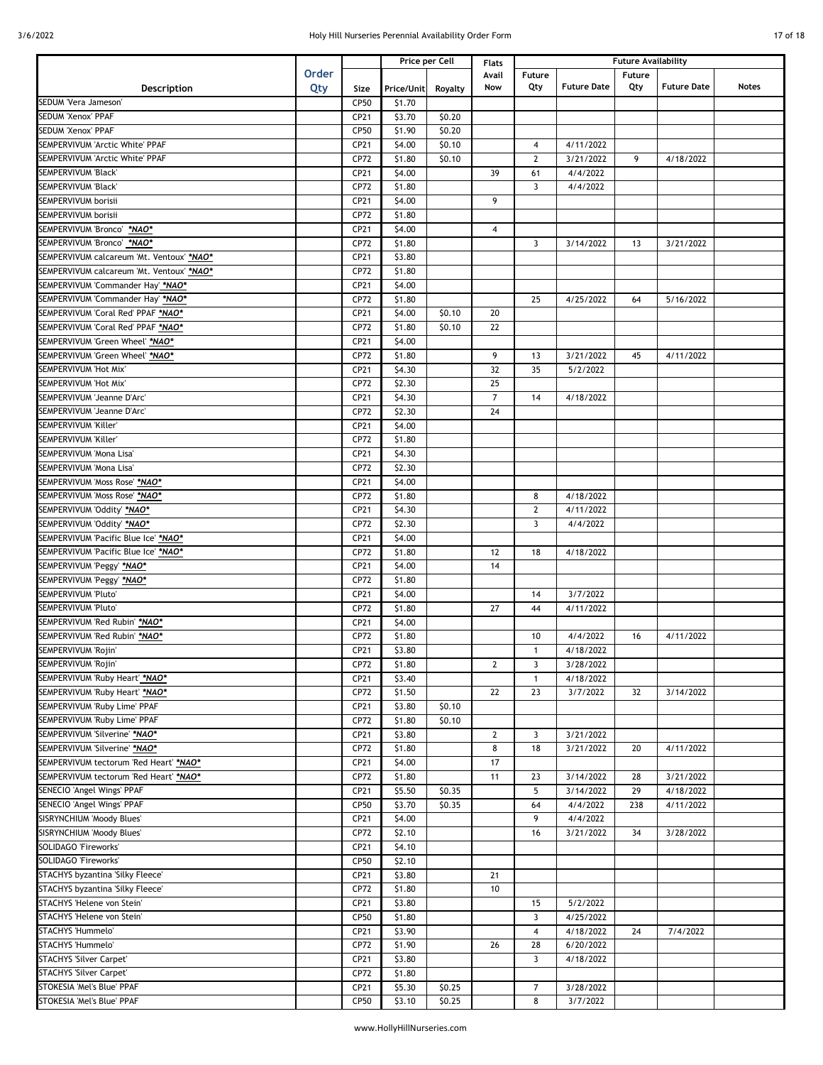| Description | Order Qty | Size | Price per Cell | | Flats Avail Now | Future Availability | | | | Notes |
|---|---|---|---|---|---|---|---|---|---|---|
| | | | Price/Unit | Royalty | | Future Qty | Future Date | Future Qty | Future Date | |
| SEDUM 'Vera Jameson' | | CP50 | $1.70 | | | | | | | |
| SEDUM 'Xenox' PPAF | | CP21 | $3.70 | $0.20 | | | | | | |
| SEDUM 'Xenox' PPAF | | CP50 | $1.90 | $0.20 | | | | | | |
| SEMPERVIVUM 'Arctic White' PPAF | | CP21 | $4.00 | $0.10 | | 4 | 4/11/2022 | | | |
| SEMPERVIVUM 'Arctic White' PPAF | | CP72 | $1.80 | $0.10 | | 2 | 3/21/2022 | 9 | 4/18/2022 | |
| SEMPERVIVUM 'Black' | | CP21 | $4.00 | | 39 | 61 | 4/4/2022 | | | |
| SEMPERVIVUM 'Black' | | CP72 | $1.80 | | | 3 | 4/4/2022 | | | |
| SEMPERVIVUM borisii | | CP21 | $4.00 | | 9 | | | | | |
| SEMPERVIVUM borisii | | CP72 | $1.80 | | | | | | | |
| SEMPERVIVUM 'Bronco' *NAO* | | CP21 | $4.00 | | 4 | | | | | |
| SEMPERVIVUM 'Bronco' *NAO* | | CP72 | $1.80 | | | 3 | 3/14/2022 | 13 | 3/21/2022 | |
| SEMPERVIVUM calcareum 'Mt. Ventoux' *NAO* | | CP21 | $3.80 | | | | | | | |
| SEMPERVIVUM calcareum 'Mt. Ventoux' *NAO* | | CP72 | $1.80 | | | | | | | |
| SEMPERVIVUM 'Commander Hay' *NAO* | | CP21 | $4.00 | | | | | | | |
| SEMPERVIVUM 'Commander Hay' *NAO* | | CP72 | $1.80 | | | 25 | 4/25/2022 | 64 | 5/16/2022 | |
| SEMPERVIVUM 'Coral Red' PPAF *NAO* | | CP21 | $4.00 | $0.10 | 20 | | | | | |
| SEMPERVIVUM 'Coral Red' PPAF *NAO* | | CP72 | $1.80 | $0.10 | 22 | | | | | |
| SEMPERVIVUM 'Green Wheel' *NAO* | | CP21 | $4.00 | | | | | | | |
| SEMPERVIVUM 'Green Wheel' *NAO* | | CP72 | $1.80 | | 9 | 13 | 3/21/2022 | 45 | 4/11/2022 | |
| SEMPERVIVUM 'Hot Mix' | | CP21 | $4.30 | | 32 | 35 | 5/2/2022 | | | |
| SEMPERVIVUM 'Hot Mix' | | CP72 | $2.30 | | 25 | | | | | |
| SEMPERVIVUM 'Jeanne D'Arc' | | CP21 | $4.30 | | 7 | 14 | 4/18/2022 | | | |
| SEMPERVIVUM 'Jeanne D'Arc' | | CP72 | $2.30 | | 24 | | | | | |
| SEMPERVIVUM 'Killer' | | CP21 | $4.00 | | | | | | | |
| SEMPERVIVUM 'Killer' | | CP72 | $1.80 | | | | | | | |
| SEMPERVIVUM 'Mona Lisa' | | CP21 | $4.30 | | | | | | | |
| SEMPERVIVUM 'Mona Lisa' | | CP72 | $2.30 | | | | | | | |
| SEMPERVIVUM 'Moss Rose' *NAO* | | CP21 | $4.00 | | | | | | | |
| SEMPERVIVUM 'Moss Rose' *NAO* | | CP72 | $1.80 | | | 8 | 4/18/2022 | | | |
| SEMPERVIVUM 'Oddity' *NAO* | | CP21 | $4.30 | | | 2 | 4/11/2022 | | | |
| SEMPERVIVUM 'Oddity' *NAO* | | CP72 | $2.30 | | | 3 | 4/4/2022 | | | |
| SEMPERVIVUM 'Pacific Blue Ice' *NAO* | | CP21 | $4.00 | | | | | | | |
| SEMPERVIVUM 'Pacific Blue Ice' *NAO* | | CP72 | $1.80 | | 12 | 18 | 4/18/2022 | | | |
| SEMPERVIVUM 'Peggy' *NAO* | | CP21 | $4.00 | | 14 | | | | | |
| SEMPERVIVUM 'Peggy' *NAO* | | CP72 | $1.80 | | | | | | | |
| SEMPERVIVUM 'Pluto' | | CP21 | $4.00 | | | 14 | 3/7/2022 | | | |
| SEMPERVIVUM 'Pluto' | | CP72 | $1.80 | | 27 | 44 | 4/11/2022 | | | |
| SEMPERVIVUM 'Red Rubin' *NAO* | | CP21 | $4.00 | | | | | | | |
| SEMPERVIVUM 'Red Rubin' *NAO* | | CP72 | $1.80 | | | 10 | 4/4/2022 | 16 | 4/11/2022 | |
| SEMPERVIVUM 'Rojin' | | CP21 | $3.80 | | | 1 | 4/18/2022 | | | |
| SEMPERVIVUM 'Rojin' | | CP72 | $1.80 | | 2 | 3 | 3/28/2022 | | | |
| SEMPERVIVUM 'Ruby Heart' *NAO* | | CP21 | $3.40 | | | 1 | 4/18/2022 | | | |
| SEMPERVIVUM 'Ruby Heart' *NAO* | | CP72 | $1.50 | | 22 | 23 | 3/7/2022 | 32 | 3/14/2022 | |
| SEMPERVIVUM 'Ruby Lime' PPAF | | CP21 | $3.80 | $0.10 | | | | | | |
| SEMPERVIVUM 'Ruby Lime' PPAF | | CP72 | $1.80 | $0.10 | | | | | | |
| SEMPERVIVUM 'Silverine' *NAO* | | CP21 | $3.80 | | 2 | 3 | 3/21/2022 | | | |
| SEMPERVIVUM 'Silverine' *NAO* | | CP72 | $1.80 | | 8 | 18 | 3/21/2022 | 20 | 4/11/2022 | |
| SEMPERVIVUM tectorum 'Red Heart' *NAO* | | CP21 | $4.00 | | 17 | | | | | |
| SEMPERVIVUM tectorum 'Red Heart' *NAO* | | CP72 | $1.80 | | 11 | 23 | 3/14/2022 | 28 | 3/21/2022 | |
| SENECIO 'Angel Wings' PPAF | | CP21 | $5.50 | $0.35 | | 5 | 3/14/2022 | 29 | 4/18/2022 | |
| SENECIO 'Angel Wings' PPAF | | CP50 | $3.70 | $0.35 | | 64 | 4/4/2022 | 238 | 4/11/2022 | |
| SISRYNCHIUM 'Moody Blues' | | CP21 | $4.00 | | | 9 | 4/4/2022 | | | |
| SISRYNCHIUM 'Moody Blues' | | CP72 | $2.10 | | | 16 | 3/21/2022 | 34 | 3/28/2022 | |
| SOLIDAGO 'Fireworks' | | CP21 | $4.10 | | | | | | | |
| SOLIDAGO 'Fireworks' | | CP50 | $2.10 | | | | | | | |
| STACHYS byzantina 'Silky Fleece' | | CP21 | $3.80 | | 21 | | | | | |
| STACHYS byzantina 'Silky Fleece' | | CP72 | $1.80 | | 10 | | | | | |
| STACHYS 'Helene von Stein' | | CP21 | $3.80 | | | 15 | 5/2/2022 | | | |
| STACHYS 'Helene von Stein' | | CP50 | $1.80 | | | 3 | 4/25/2022 | | | |
| STACHYS 'Hummelo' | | CP21 | $3.90 | | | 4 | 4/18/2022 | 24 | 7/4/2022 | |
| STACHYS 'Hummelo' | | CP72 | $1.90 | | 26 | 28 | 6/20/2022 | | | |
| STACHYS 'Silver Carpet' | | CP21 | $3.80 | | | 3 | 4/18/2022 | | | |
| STACHYS 'Silver Carpet' | | CP72 | $1.80 | | | | | | | |
| STOKESIA 'Mel's Blue' PPAF | | CP21 | $5.30 | $0.25 | | 7 | 3/28/2022 | | | |
| STOKESIA 'Mel's Blue' PPAF | | CP50 | $3.10 | $0.25 | | 8 | 3/7/2022 | | | |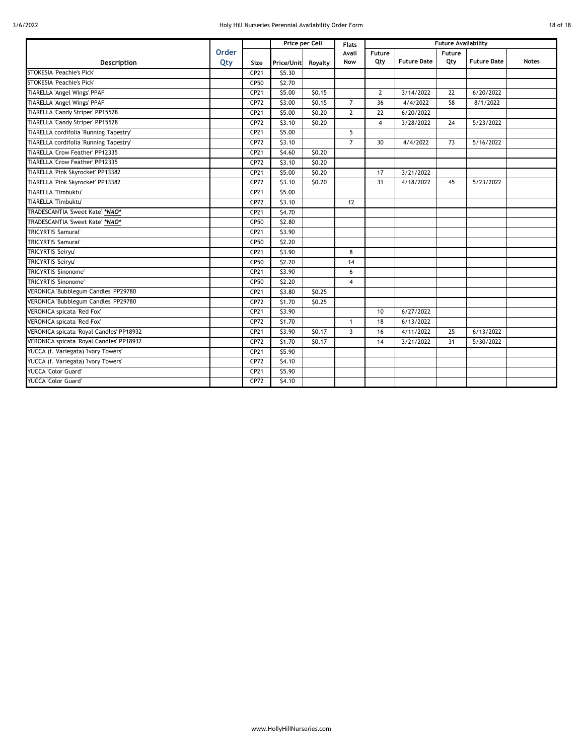| Description | Order Qty | Size | Price per Cell | | Flats | Future Availability | | | | |
|---|---|---|---|---|---|---|---|---|---|---|
| | | | Price/Unit | Royalty | Avail Now | Future Qty | Future Date | Future Qty | Future Date | Notes |
| STOKESIA 'Peachie's Pick' | | CP21 | $5.30 | | | | | | | |
| STOKESIA 'Peachie's Pick' | | CP50 | $2.70 | | | | | | | |
| TIARELLA 'Angel Wings' PPAF | | CP21 | $5.00 | $0.15 | | 2 | 3/14/2022 | 22 | 6/20/2022 | |
| TIARELLA 'Angel Wings' PPAF | | CP72 | $3.00 | $0.15 | 7 | 36 | 4/4/2022 | 58 | 8/1/2022 | |
| TIARELLA 'Candy Striper' PP15528 | | CP21 | $5.00 | $0.20 | 2 | 22 | 6/20/2022 | | | |
| TIARELLA 'Candy Striper' PP15528 | | CP72 | $3.10 | $0.20 | | 4 | 3/28/2022 | 24 | 5/23/2022 | |
| TIARELLA cordifolia 'Running Tapestry' | | CP21 | $5.00 | | 5 | | | | | |
| TIARELLA cordifolia 'Running Tapestry' | | CP72 | $3.10 | | 7 | 30 | 4/4/2022 | 73 | 5/16/2022 | |
| TIARELLA 'Crow Feather' PP12335 | | CP21 | $4.60 | $0.20 | | | | | | |
| TIARELLA 'Crow Feather' PP12335 | | CP72 | $3.10 | $0.20 | | | | | | |
| TIARELLA 'Pink Skyrocket' PP13382 | | CP21 | $5.00 | $0.20 | | 17 | 3/21/2022 | | | |
| TIARELLA 'Pink Skyrocket' PP13382 | | CP72 | $3.10 | $0.20 | | 31 | 4/18/2022 | 45 | 5/23/2022 | |
| TIARELLA 'Timbuktu' | | CP21 | $5.00 | | | | | | | |
| TIARELLA 'Timbuktu' | | CP72 | $3.10 | | 12 | | | | | |
| TRADESCANTIA 'Sweet Kate' ***NAO*** | | CP21 | $4.70 | | | | | | | |
| TRADESCANTIA 'Sweet Kate' ***NAO*** | | CP50 | $2.80 | | | | | | | |
| TRICYRTIS 'Samurai' | | CP21 | $3.90 | | | | | | | |
| TRICYRTIS 'Samurai' | | CP50 | $2.20 | | | | | | | |
| TRICYRTIS 'Seiryu' | | CP21 | $3.90 | | 8 | | | | | |
| TRICYRTIS 'Seiryu' | | CP50 | $2.20 | | 14 | | | | | |
| TRICYRTIS 'Sinonome' | | CP21 | $3.90 | | 6 | | | | | |
| TRICYRTIS 'Sinonome' | | CP50 | $2.20 | | 4 | | | | | |
| VERONICA 'Bubblegum Candles' PP29780 | | CP21 | $3.80 | $0.25 | | | | | | |
| VERONICA 'Bubblegum Candles' PP29780 | | CP72 | $1.70 | $0.25 | | | | | | |
| VERONICA spicata 'Red Fox' | | CP21 | $3.90 | | | 10 | 6/27/2022 | | | |
| VERONICA spicata 'Red Fox' | | CP72 | $1.70 | | 1 | 18 | 6/13/2022 | | | |
| VERONICA spicata 'Royal Candles' PP18932 | | CP21 | $3.90 | $0.17 | 3 | 16 | 4/11/2022 | 25 | 6/13/2022 | |
| VERONICA spicata 'Royal Candles' PP18932 | | CP72 | $1.70 | $0.17 | | 14 | 3/21/2022 | 31 | 5/30/2022 | |
| YUCCA (f. Variegata) 'Ivory Towers' | | CP21 | $5.90 | | | | | | | |
| YUCCA (f. Variegata) 'Ivory Towers' | | CP72 | $4.10 | | | | | | | |
| YUCCA 'Color Guard' | | CP21 | $5.90 | | | | | | | |
| YUCCA 'Color Guard' | | CP72 | $4.10 | | | | | | | |